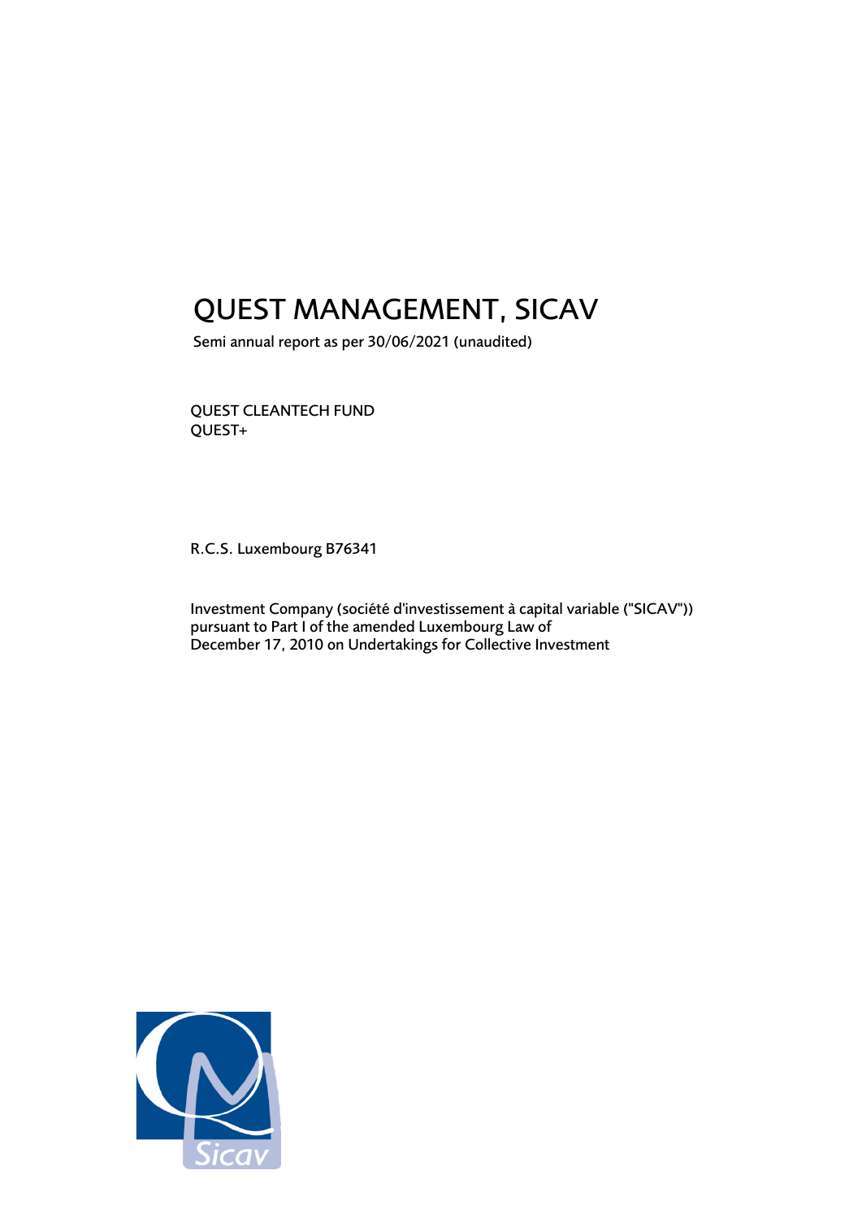# QUEST MANAGEMENT, SICAV

Semi annual report as per 30/06/2021 (unaudited)

QUEST CLEANTECH FUND
QUEST+

R.C.S. Luxembourg B76341

Investment Company (société d'investissement à capital variable ("SICAV"))
pursuant to Part I of the amended Luxembourg Law of
December 17, 2010 on Undertakings for Collective Investment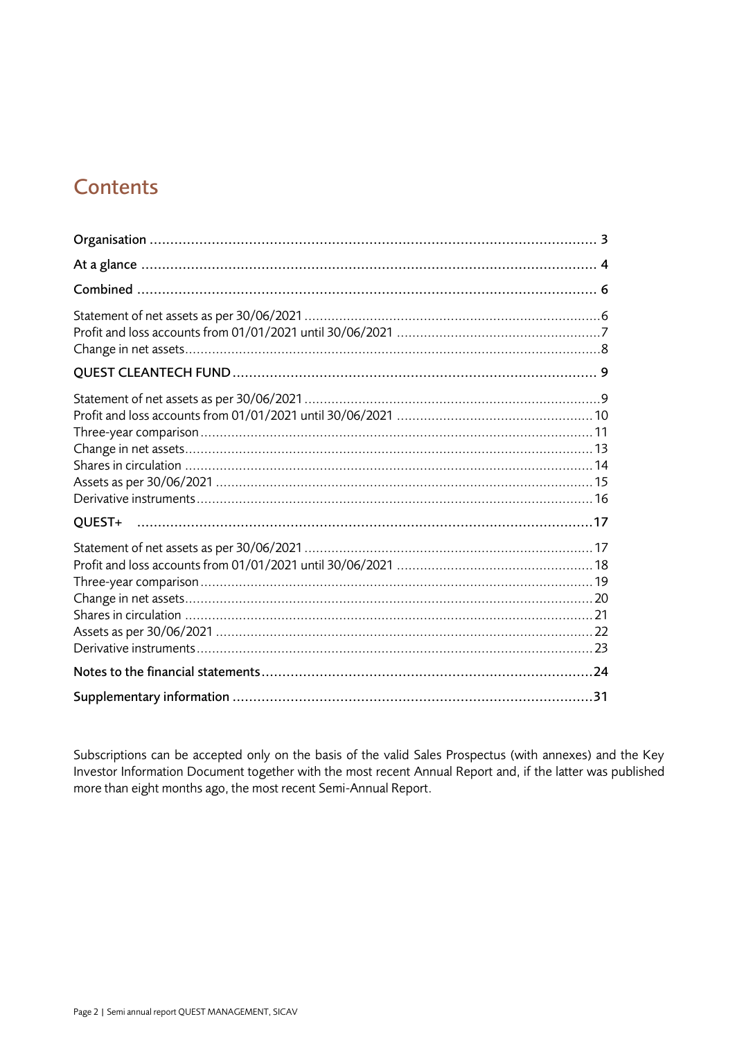# Contents

**Organisation** ..... 3

**At a glance** ..... 4

**Combined** ..... 6

Statement of net assets as per 30/06/2021 ..... 6
Profit and loss accounts from 01/01/2021 until 30/06/2021 ..... 7
Change in net assets ..... 8

**QUEST CLEANTECH FUND** ..... 9

Statement of net assets as per 30/06/2021 ..... 9
Profit and loss accounts from 01/01/2021 until 30/06/2021 ..... 10
Three-year comparison ..... 11
Change in net assets ..... 13
Shares in circulation ..... 14
Assets as per 30/06/2021 ..... 15
Derivative instruments ..... 16

**QUEST+** ..... 17

Statement of net assets as per 30/06/2021 ..... 17
Profit and loss accounts from 01/01/2021 until 30/06/2021 ..... 18
Three-year comparison ..... 19
Change in net assets ..... 20
Shares in circulation ..... 21
Assets as per 30/06/2021 ..... 22
Derivative instruments ..... 23

**Notes to the financial statements** ..... 24

**Supplementary information** ..... 31

Subscriptions can be accepted only on the basis of the valid Sales Prospectus (with annexes) and the Key Investor Information Document together with the most recent Annual Report and, if the latter was published more than eight months ago, the most recent Semi-Annual Report.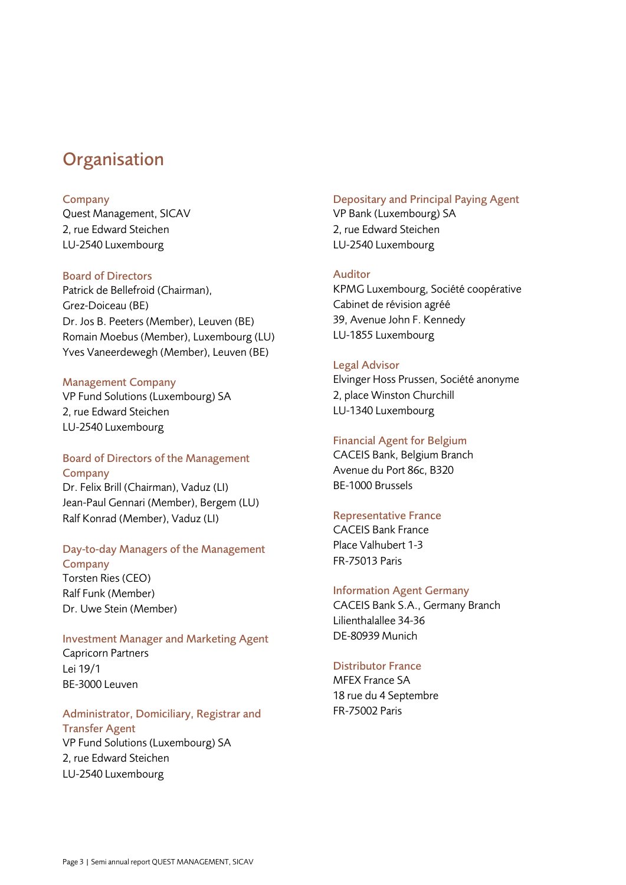# Organisation

### Company
Quest Management, SICAV
2, rue Edward Steichen
LU-2540 Luxembourg

### Board of Directors
Patrick de Bellefroid (Chairman), Grez-Doiceau (BE)
Dr. Jos B. Peeters (Member), Leuven (BE)
Romain Moebus (Member), Luxembourg (LU)
Yves Vaneerdewegh (Member), Leuven (BE)

### Management Company
VP Fund Solutions (Luxembourg) SA
2, rue Edward Steichen
LU-2540 Luxembourg

### Board of Directors of the Management Company
Dr. Felix Brill (Chairman), Vaduz (LI)
Jean-Paul Gennari (Member), Bergem (LU)
Ralf Konrad (Member), Vaduz (LI)

### Day-to-day Managers of the Management Company
Torsten Ries (CEO)
Ralf Funk (Member)
Dr. Uwe Stein (Member)

### Investment Manager and Marketing Agent
Capricorn Partners
Lei 19/1
BE-3000 Leuven

### Administrator, Domiciliary, Registrar and Transfer Agent
VP Fund Solutions (Luxembourg) SA
2, rue Edward Steichen
LU-2540 Luxembourg

### Depositary and Principal Paying Agent
VP Bank (Luxembourg) SA
2, rue Edward Steichen
LU-2540 Luxembourg

### Auditor
KPMG Luxembourg, Société coopérative
Cabinet de révision agréé
39, Avenue John F. Kennedy
LU-1855 Luxembourg

### Legal Advisor
Elvinger Hoss Prussen, Société anonyme
2, place Winston Churchill
LU-1340 Luxembourg

### Financial Agent for Belgium
CACEIS Bank, Belgium Branch
Avenue du Port 86c, B320
BE-1000 Brussels

### Representative France
CACEIS Bank France
Place Valhubert 1-3
FR-75013 Paris

### Information Agent Germany
CACEIS Bank S.A., Germany Branch
Lilienthalallee 34-36
DE-80939 Munich

### Distributor France
MFEX France SA
18 rue du 4 Septembre
FR-75002 Paris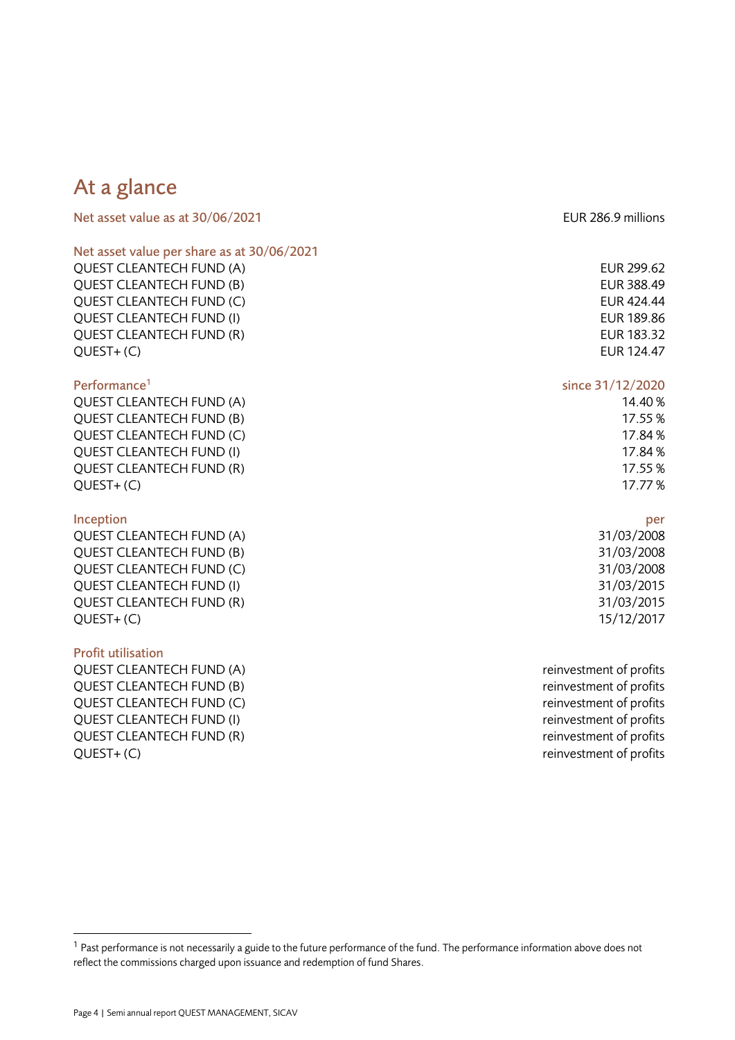# At a glance

| Net asset value as at 30/06/2021 | EUR 286.9 millions |
|---|---|

| Net asset value per share as at 30/06/2021 | |
|---|---|
| QUEST CLEANTECH FUND (A) | EUR 299.62 |
| QUEST CLEANTECH FUND (B) | EUR 388.49 |
| QUEST CLEANTECH FUND (C) | EUR 424.44 |
| QUEST CLEANTECH FUND (I) | EUR 189.86 |
| QUEST CLEANTECH FUND (R) | EUR 183.32 |
| QUEST+ (C) | EUR 124.47 |

| Performance[1] | since 31/12/2020 |
|---|---|
| QUEST CLEANTECH FUND (A) | 14.40 % |
| QUEST CLEANTECH FUND (B) | 17.55 % |
| QUEST CLEANTECH FUND (C) | 17.84 % |
| QUEST CLEANTECH FUND (I) | 17.84 % |
| QUEST CLEANTECH FUND (R) | 17.55 % |
| QUEST+ (C) | 17.77 % |

| Inception | per |
|---|---|
| QUEST CLEANTECH FUND (A) | 31/03/2008 |
| QUEST CLEANTECH FUND (B) | 31/03/2008 |
| QUEST CLEANTECH FUND (C) | 31/03/2008 |
| QUEST CLEANTECH FUND (I) | 31/03/2015 |
| QUEST CLEANTECH FUND (R) | 31/03/2015 |
| QUEST+ (C) | 15/12/2017 |

| Profit utilisation | |
|---|---|
| QUEST CLEANTECH FUND (A) | reinvestment of profits |
| QUEST CLEANTECH FUND (B) | reinvestment of profits |
| QUEST CLEANTECH FUND (C) | reinvestment of profits |
| QUEST CLEANTECH FUND (I) | reinvestment of profits |
| QUEST CLEANTECH FUND (R) | reinvestment of profits |
| QUEST+ (C) | reinvestment of profits |

[1] Past performance is not necessarily a guide to the future performance of the fund. The performance information above does not reflect the commissions charged upon issuance and redemption of fund Shares.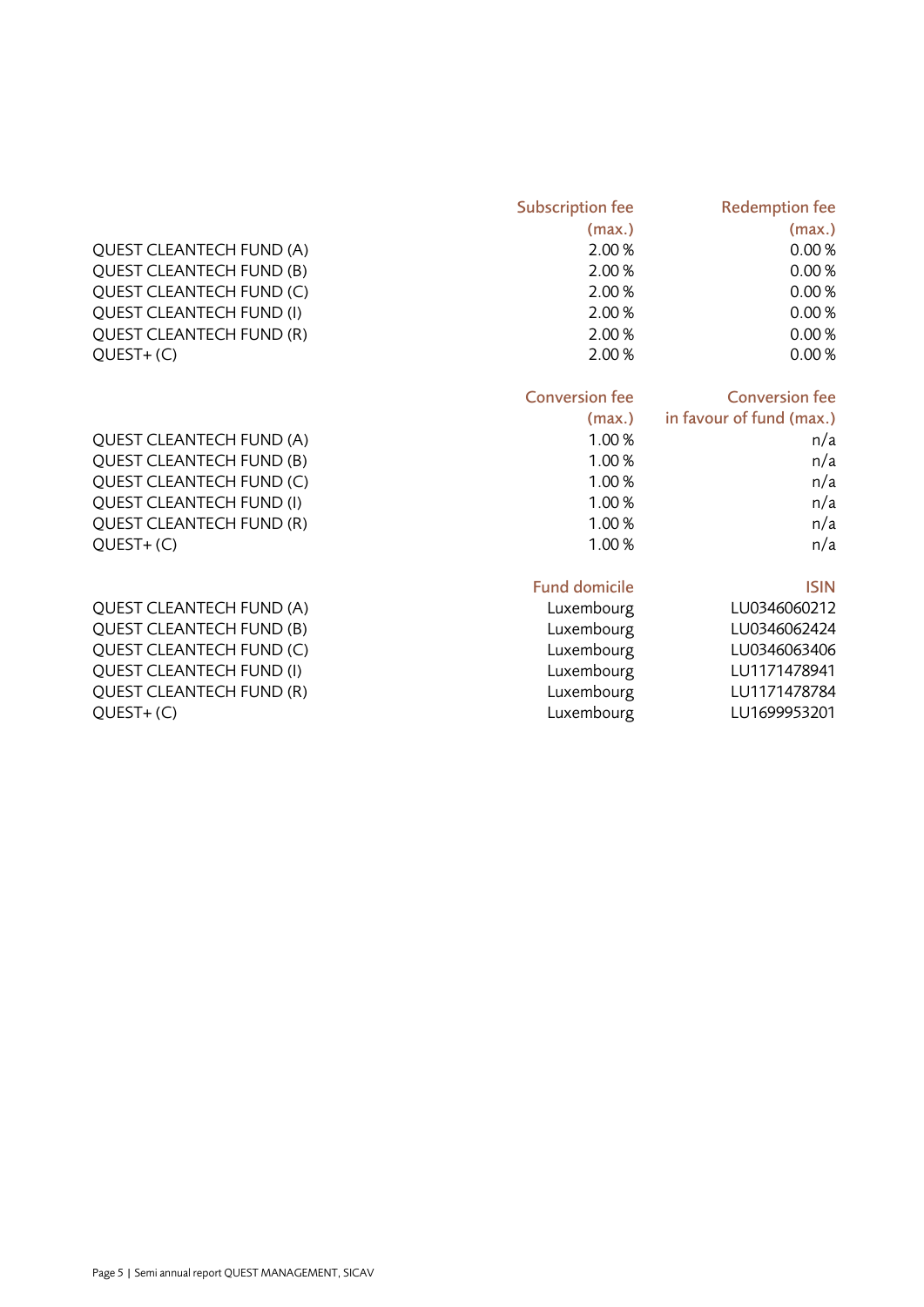| | Subscription fee (max.) | Redemption fee (max.) |
|---|---|---|
| QUEST CLEANTECH FUND (A) | 2.00 % | 0.00 % |
| QUEST CLEANTECH FUND (B) | 2.00 % | 0.00 % |
| QUEST CLEANTECH FUND (C) | 2.00 % | 0.00 % |
| QUEST CLEANTECH FUND (I) | 2.00 % | 0.00 % |
| QUEST CLEANTECH FUND (R) | 2.00 % | 0.00 % |
| QUEST+ (C) | 2.00 % | 0.00 % |

| | Conversion fee (max.) | Conversion fee in favour of fund (max.) |
|---|---|---|
| QUEST CLEANTECH FUND (A) | 1.00 % | n/a |
| QUEST CLEANTECH FUND (B) | 1.00 % | n/a |
| QUEST CLEANTECH FUND (C) | 1.00 % | n/a |
| QUEST CLEANTECH FUND (I) | 1.00 % | n/a |
| QUEST CLEANTECH FUND (R) | 1.00 % | n/a |
| QUEST+ (C) | 1.00 % | n/a |

| | Fund domicile | ISIN |
|---|---|---|
| QUEST CLEANTECH FUND (A) | Luxembourg | LU0346060212 |
| QUEST CLEANTECH FUND (B) | Luxembourg | LU0346062424 |
| QUEST CLEANTECH FUND (C) | Luxembourg | LU0346063406 |
| QUEST CLEANTECH FUND (I) | Luxembourg | LU1171478941 |
| QUEST CLEANTECH FUND (R) | Luxembourg | LU1171478784 |
| QUEST+ (C) | Luxembourg | LU1699953201 |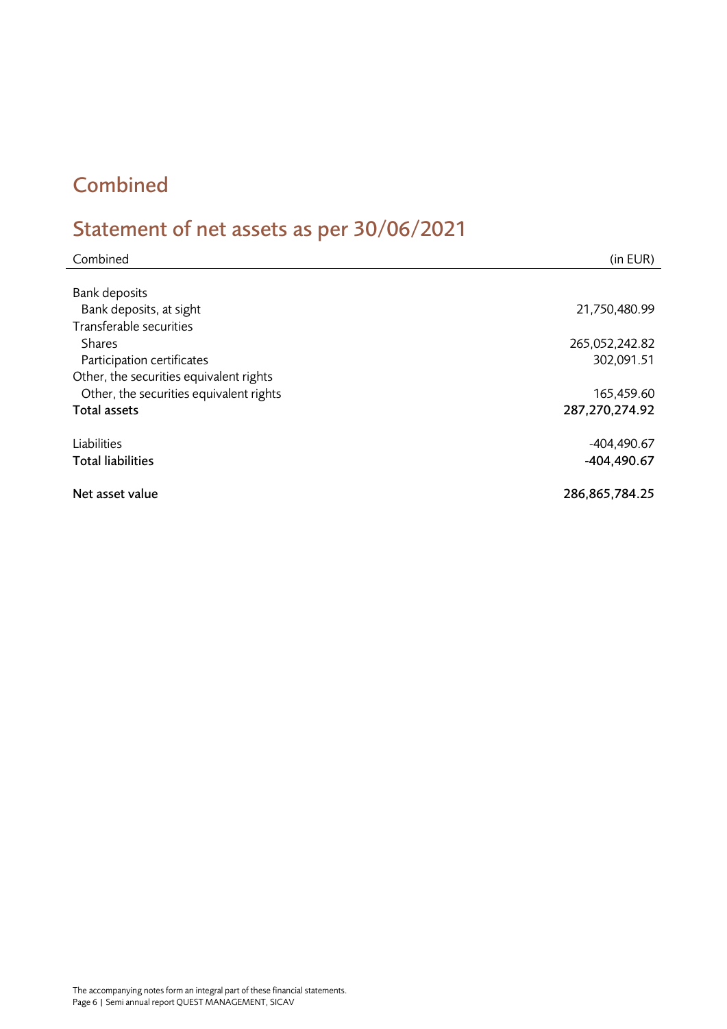# Combined

## Statement of net assets as per 30/06/2021

| Combined | (in EUR) |
|---|---|
| Bank deposits | |
| Bank deposits, at sight | 21,750,480.99 |
| Transferable securities | |
| Shares | 265,052,242.82 |
| Participation certificates | 302,091.51 |
| Other, the securities equivalent rights | |
| Other, the securities equivalent rights | 165,459.60 |
| **Total assets** | **287,270,274.92** |
| Liabilities | -404,490.67 |
| **Total liabilities** | **-404,490.67** |
| **Net asset value** | **286,865,784.25** |

The accompanying notes form an integral part of these financial statements.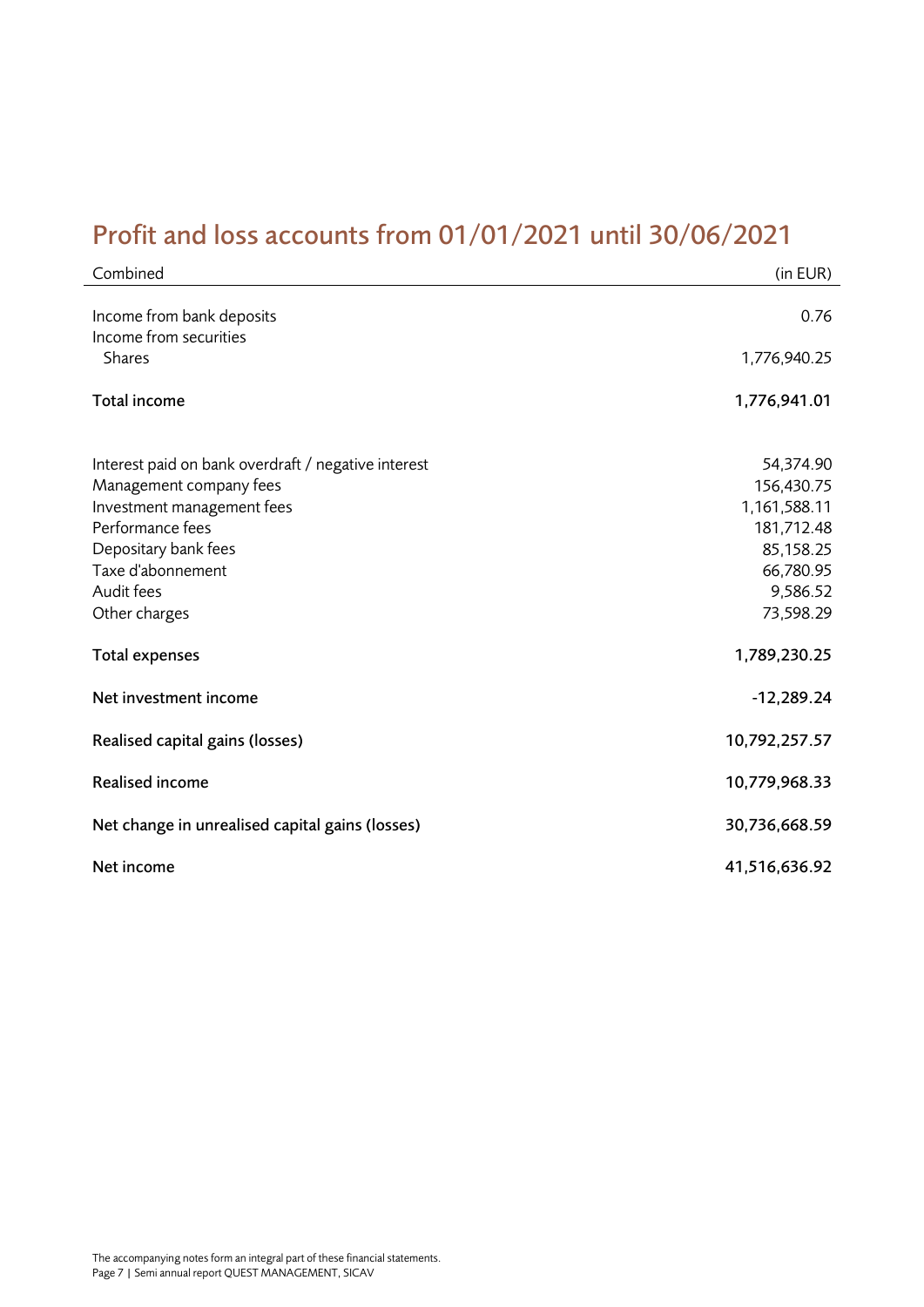# Profit and loss accounts from 01/01/2021 until 30/06/2021

| Combined | (in EUR) |
| --- | --- |
| Income from bank deposits | 0.76 |
| Income from securities | |
| Shares | 1,776,940.25 |
| **Total income** | **1,776,941.01** |
| Interest paid on bank overdraft / negative interest | 54,374.90 |
| Management company fees | 156,430.75 |
| Investment management fees | 1,161,588.11 |
| Performance fees | 181,712.48 |
| Depositary bank fees | 85,158.25 |
| Taxe d'abonnement | 66,780.95 |
| Audit fees | 9,586.52 |
| Other charges | 73,598.29 |
| **Total expenses** | **1,789,230.25** |
| **Net investment income** | **-12,289.24** |
| **Realised capital gains (losses)** | **10,792,257.57** |
| **Realised income** | **10,779,968.33** |
| **Net change in unrealised capital gains (losses)** | **30,736,668.59** |
| **Net income** | **41,516,636.92** |

The accompanying notes form an integral part of these financial statements.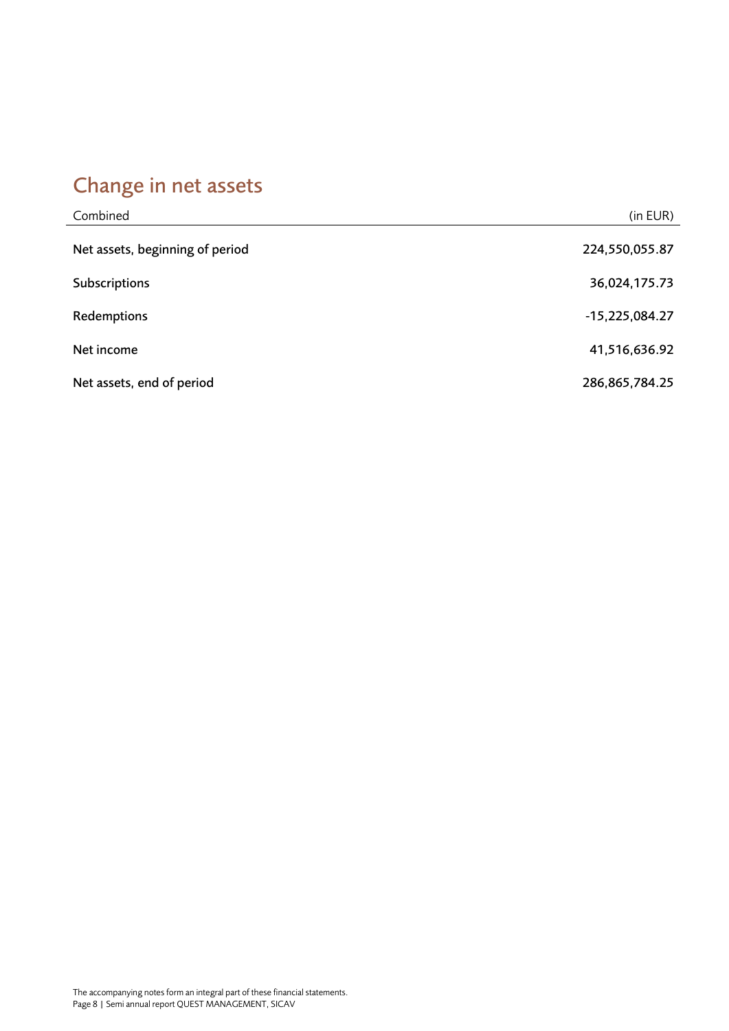# Change in net assets

| Combined | (in EUR) |
|---|---|
| **Net assets, beginning of period** | 224,550,055.87 |
| **Subscriptions** | 36,024,175.73 |
| **Redemptions** | -15,225,084.27 |
| **Net income** | 41,516,636.92 |
| **Net assets, end of period** | 286,865,784.25 |

The accompanying notes form an integral part of these financial statements.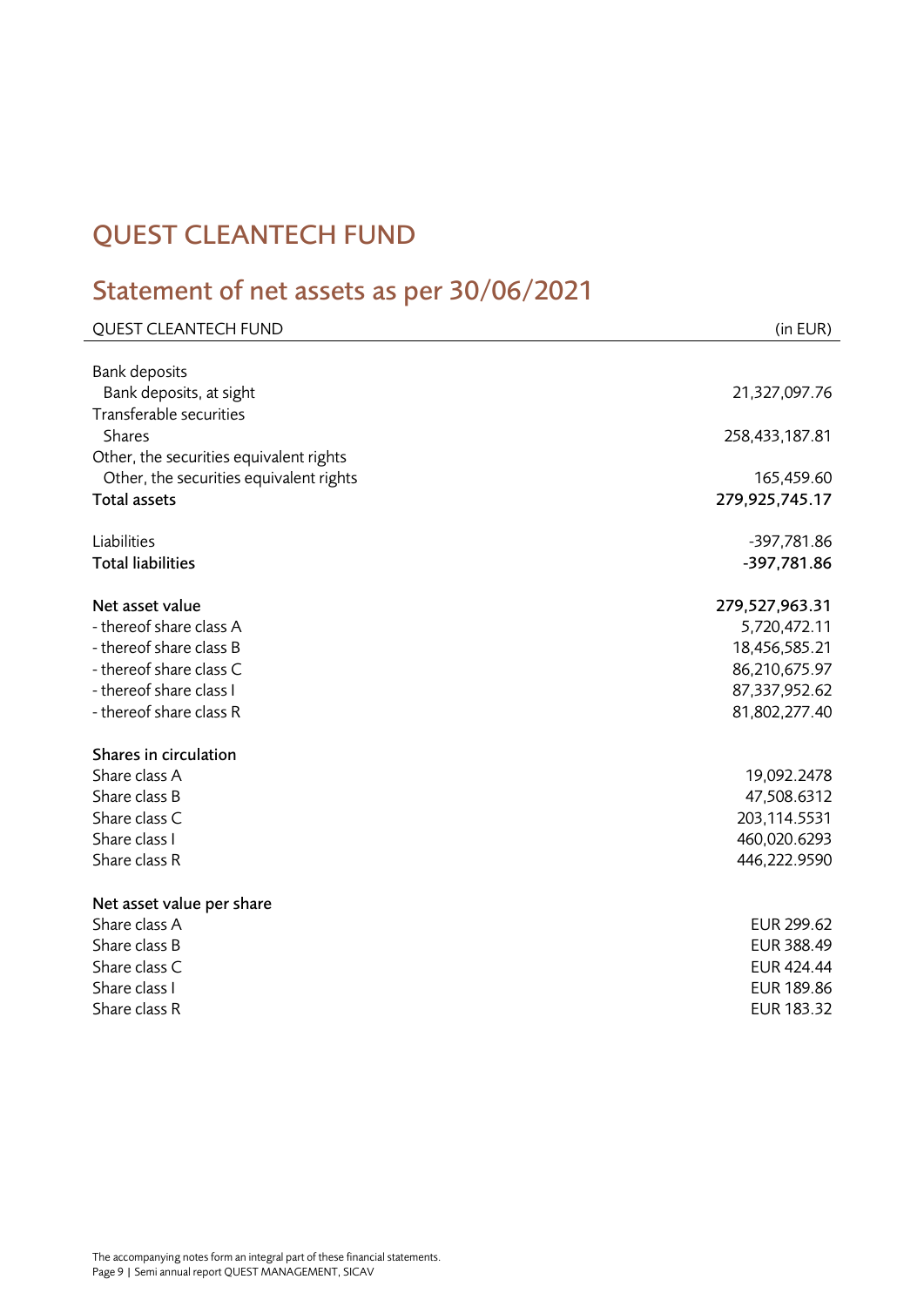# QUEST CLEANTECH FUND

## Statement of net assets as per 30/06/2021

| QUEST CLEANTECH FUND | (in EUR) |
|---|---|
| Bank deposits | |
| Bank deposits, at sight | 21,327,097.76 |
| Transferable securities | |
| Shares | 258,433,187.81 |
| Other, the securities equivalent rights | |
| Other, the securities equivalent rights | 165,459.60 |
| **Total assets** | **279,925,745.17** |
| | |
| Liabilities | -397,781.86 |
| **Total liabilities** | **-397,781.86** |
| | |
| **Net asset value** | **279,527,963.31** |
| - thereof share class A | 5,720,472.11 |
| - thereof share class B | 18,456,585.21 |
| - thereof share class C | 86,210,675.97 |
| - thereof share class I | 87,337,952.62 |
| - thereof share class R | 81,802,277.40 |
| | |
| **Shares in circulation** | |
| Share class A | 19,092.2478 |
| Share class B | 47,508.6312 |
| Share class C | 203,114.5531 |
| Share class I | 460,020.6293 |
| Share class R | 446,222.9590 |
| | |
| **Net asset value per share** | |
| Share class A | EUR 299.62 |
| Share class B | EUR 388.49 |
| Share class C | EUR 424.44 |
| Share class I | EUR 189.86 |
| Share class R | EUR 183.32 |

The accompanying notes form an integral part of these financial statements.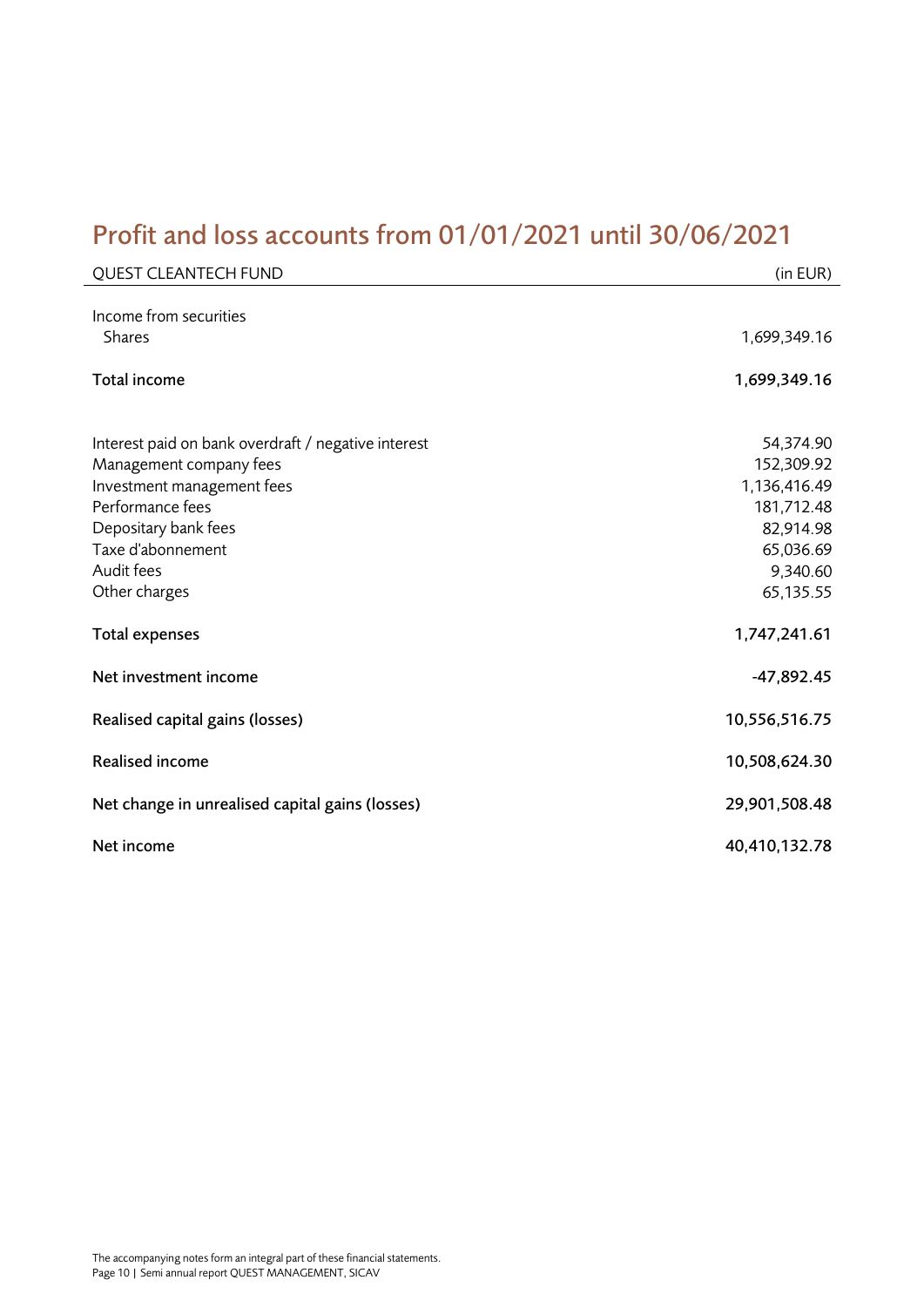# Profit and loss accounts from 01/01/2021 until 30/06/2021

| QUEST CLEANTECH FUND | (in EUR) |
|---|---|
| Income from securities | |
| Shares | 1,699,349.16 |
| **Total income** | **1,699,349.16** |
| | |
| Interest paid on bank overdraft / negative interest | 54,374.90 |
| Management company fees | 152,309.92 |
| Investment management fees | 1,136,416.49 |
| Performance fees | 181,712.48 |
| Depositary bank fees | 82,914.98 |
| Taxe d'abonnement | 65,036.69 |
| Audit fees | 9,340.60 |
| Other charges | 65,135.55 |
| **Total expenses** | **1,747,241.61** |
| **Net investment income** | **-47,892.45** |
| **Realised capital gains (losses)** | **10,556,516.75** |
| **Realised income** | **10,508,624.30** |
| **Net change in unrealised capital gains (losses)** | **29,901,508.48** |
| **Net income** | **40,410,132.78** |

The accompanying notes form an integral part of these financial statements.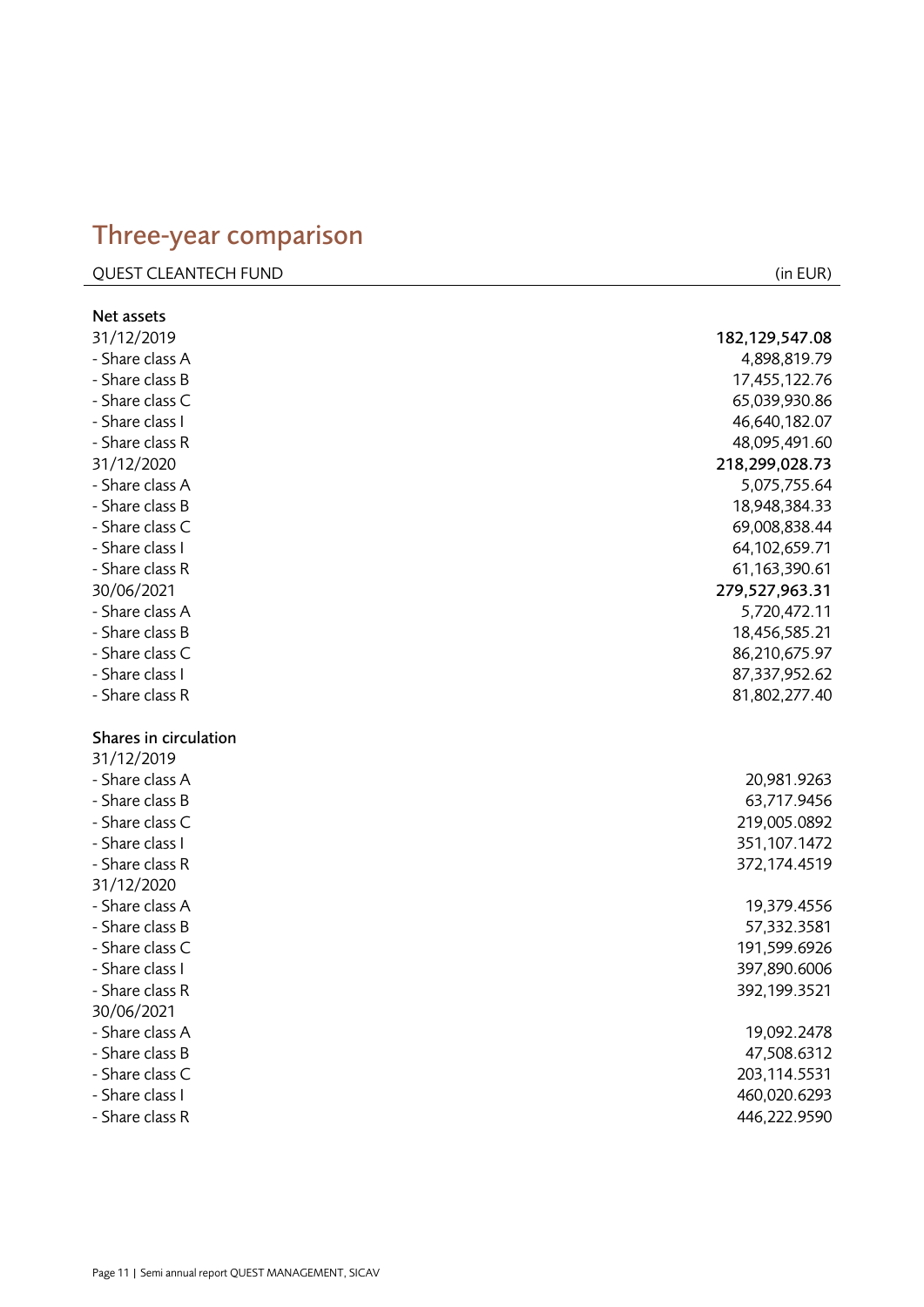# Three-year comparison

| QUEST CLEANTECH FUND | (in EUR) |
|---|---|
| **Net assets** | |
| 31/12/2019 | **182,129,547.08** |
| - Share class A | 4,898,819.79 |
| - Share class B | 17,455,122.76 |
| - Share class C | 65,039,930.86 |
| - Share class I | 46,640,182.07 |
| - Share class R | 48,095,491.60 |
| 31/12/2020 | **218,299,028.73** |
| - Share class A | 5,075,755.64 |
| - Share class B | 18,948,384.33 |
| - Share class C | 69,008,838.44 |
| - Share class I | 64,102,659.71 |
| - Share class R | 61,163,390.61 |
| 30/06/2021 | **279,527,963.31** |
| - Share class A | 5,720,472.11 |
| - Share class B | 18,456,585.21 |
| - Share class C | 86,210,675.97 |
| - Share class I | 87,337,952.62 |
| - Share class R | 81,802,277.40 |
| | |
| **Shares in circulation** | |
| 31/12/2019 | |
| - Share class A | 20,981.9263 |
| - Share class B | 63,717.9456 |
| - Share class C | 219,005.0892 |
| - Share class I | 351,107.1472 |
| - Share class R | 372,174.4519 |
| 31/12/2020 | |
| - Share class A | 19,379.4556 |
| - Share class B | 57,332.3581 |
| - Share class C | 191,599.6926 |
| - Share class I | 397,890.6006 |
| - Share class R | 392,199.3521 |
| 30/06/2021 | |
| - Share class A | 19,092.2478 |
| - Share class B | 47,508.6312 |
| - Share class C | 203,114.5531 |
| - Share class I | 460,020.6293 |
| - Share class R | 446,222.9590 |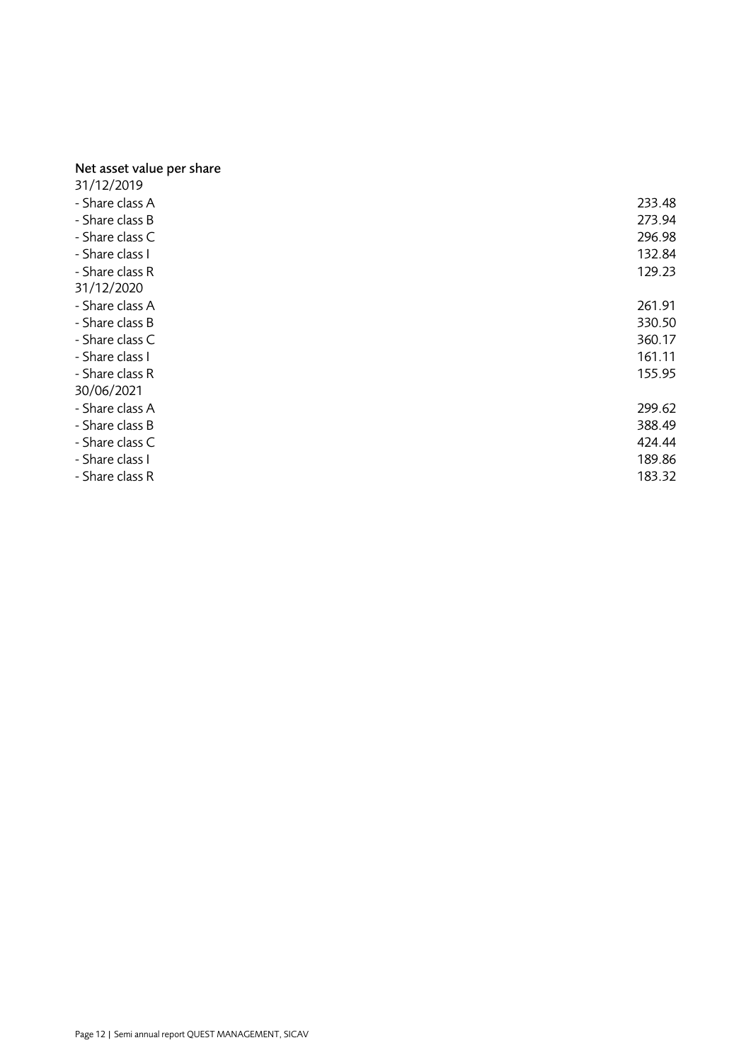### Net asset value per share

| | |
|---|---|
| 31/12/2019 | |
| - Share class A | 233.48 |
| - Share class B | 273.94 |
| - Share class C | 296.98 |
| - Share class I | 132.84 |
| - Share class R | 129.23 |
| 31/12/2020 | |
| - Share class A | 261.91 |
| - Share class B | 330.50 |
| - Share class C | 360.17 |
| - Share class I | 161.11 |
| - Share class R | 155.95 |
| 30/06/2021 | |
| - Share class A | 299.62 |
| - Share class B | 388.49 |
| - Share class C | 424.44 |
| - Share class I | 189.86 |
| - Share class R | 183.32 |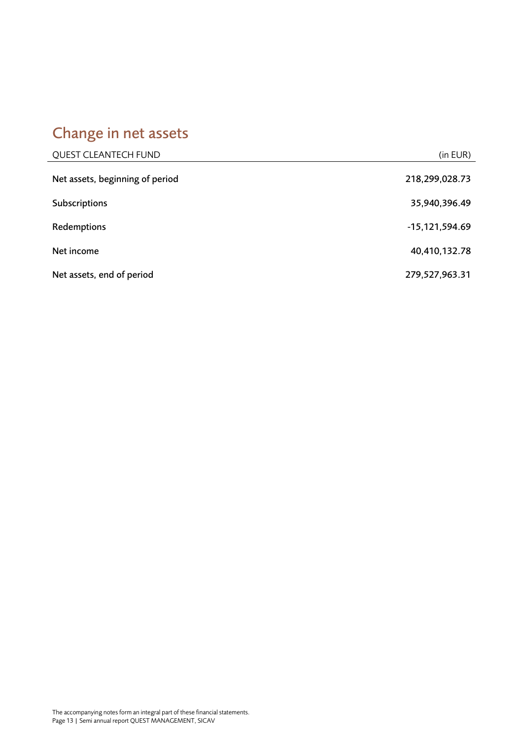# Change in net assets

| QUEST CLEANTECH FUND | (in EUR) |
| --- | --- |
| Net assets, beginning of period | 218,299,028.73 |
| Subscriptions | 35,940,396.49 |
| Redemptions | -15,121,594.69 |
| Net income | 40,410,132.78 |
| Net assets, end of period | 279,527,963.31 |

The accompanying notes form an integral part of these financial statements.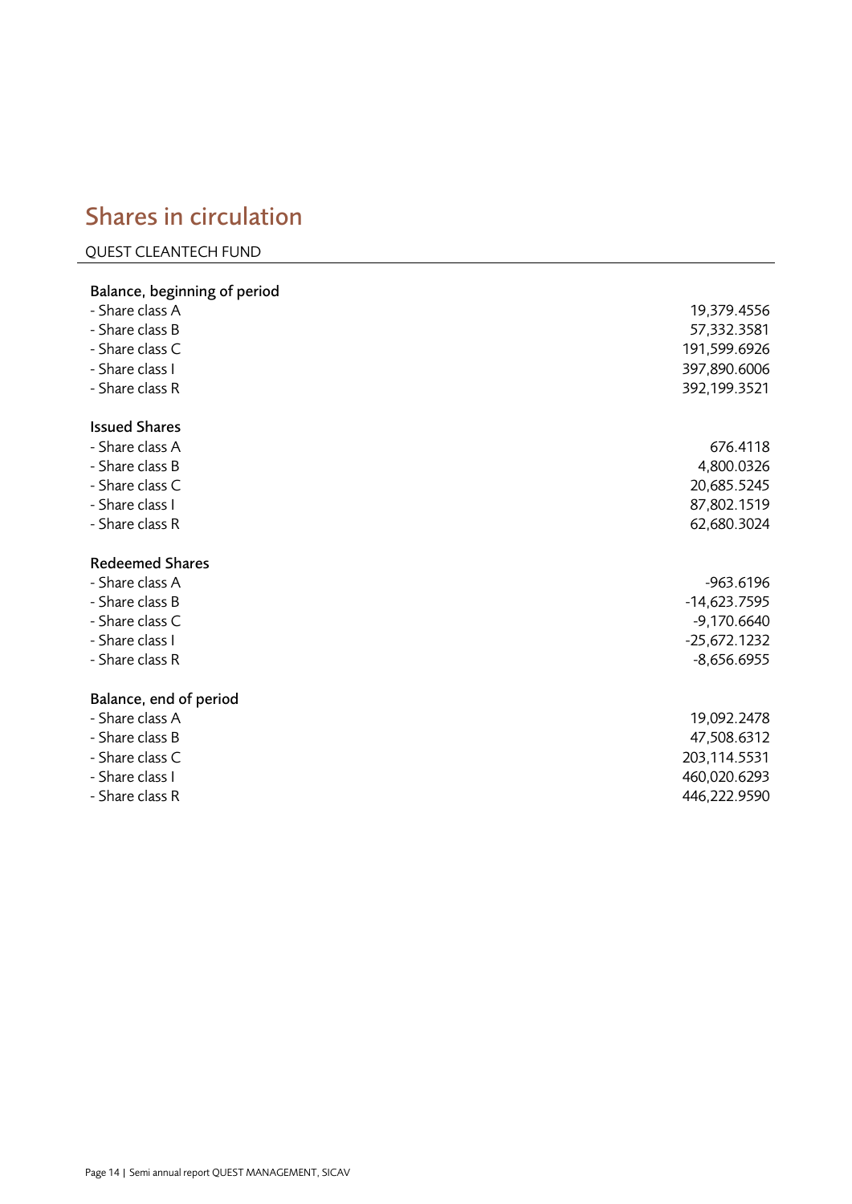# Shares in circulation

QUEST CLEANTECH FUND

| | |
|---|---|
| **Balance, beginning of period** | |
| - Share class A | 19,379.4556 |
| - Share class B | 57,332.3581 |
| - Share class C | 191,599.6926 |
| - Share class I | 397,890.6006 |
| - Share class R | 392,199.3521 |
| **Issued Shares** | |
| - Share class A | 676.4118 |
| - Share class B | 4,800.0326 |
| - Share class C | 20,685.5245 |
| - Share class I | 87,802.1519 |
| - Share class R | 62,680.3024 |
| **Redeemed Shares** | |
| - Share class A | -963.6196 |
| - Share class B | -14,623.7595 |
| - Share class C | -9,170.6640 |
| - Share class I | -25,672.1232 |
| - Share class R | -8,656.6955 |
| **Balance, end of period** | |
| - Share class A | 19,092.2478 |
| - Share class B | 47,508.6312 |
| - Share class C | 203,114.5531 |
| - Share class I | 460,020.6293 |
| - Share class R | 446,222.9590 |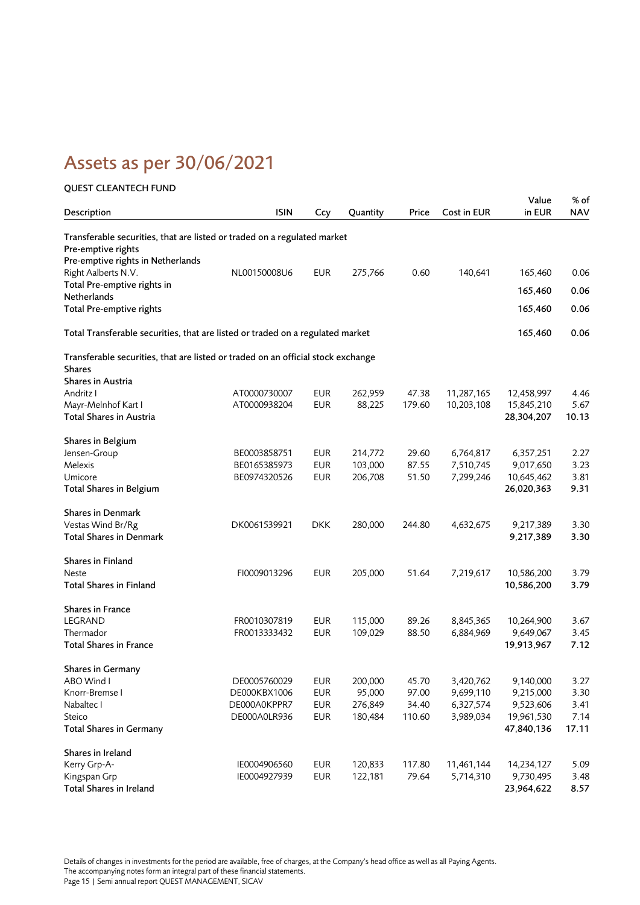# Assets as per 30/06/2021

QUEST CLEANTECH FUND

| Description | ISIN | Ccy | Quantity | Price | Cost in EUR | Value in EUR | % of NAV |
|---|---|---|---|---|---|---|---|
| Transferable securities, that are listed or traded on a regulated market | | | | | | | |
| Pre-emptive rights | | | | | | | |
| Pre-emptive rights in Netherlands | | | | | | | |
| Right Aalberts N.V. | NL00150008U6 | EUR | 275,766 | 0.60 | 140,641 | 165,460 | 0.06 |
| Total Pre-emptive rights in Netherlands | | | | | | **165,460** | **0.06** |
| Total Pre-emptive rights | | | | | | **165,460** | **0.06** |
| Total Transferable securities, that are listed or traded on a regulated market | | | | | | **165,460** | **0.06** |
| Transferable securities, that are listed or traded on an official stock exchange | | | | | | | |
| Shares | | | | | | | |
| Shares in Austria | | | | | | | |
| Andritz I | AT0000730007 | EUR | 262,959 | 47.38 | 11,287,165 | 12,458,997 | 4.46 |
| Mayr-Melnhof Kart I | AT0000938204 | EUR | 88,225 | 179.60 | 10,203,108 | 15,845,210 | 5.67 |
| Total Shares in Austria | | | | | | **28,304,207** | **10.13** |
| Shares in Belgium | | | | | | | |
| Jensen-Group | BE0003858751 | EUR | 214,772 | 29.60 | 6,764,817 | 6,357,251 | 2.27 |
| Melexis | BE0165385973 | EUR | 103,000 | 87.55 | 7,510,745 | 9,017,650 | 3.23 |
| Umicore | BE0974320526 | EUR | 206,708 | 51.50 | 7,299,246 | 10,645,462 | 3.81 |
| Total Shares in Belgium | | | | | | **26,020,363** | **9.31** |
| Shares in Denmark | | | | | | | |
| Vestas Wind Br/Rg | DK0061539921 | DKK | 280,000 | 244.80 | 4,632,675 | 9,217,389 | 3.30 |
| Total Shares in Denmark | | | | | | **9,217,389** | **3.30** |
| Shares in Finland | | | | | | | |
| Neste | FI0009013296 | EUR | 205,000 | 51.64 | 7,219,617 | 10,586,200 | 3.79 |
| Total Shares in Finland | | | | | | **10,586,200** | **3.79** |
| Shares in France | | | | | | | |
| LEGRAND | FR0010307819 | EUR | 115,000 | 89.26 | 8,845,365 | 10,264,900 | 3.67 |
| Thermador | FR0013333432 | EUR | 109,029 | 88.50 | 6,884,969 | 9,649,067 | 3.45 |
| Total Shares in France | | | | | | **19,913,967** | **7.12** |
| Shares in Germany | | | | | | | |
| ABO Wind I | DE0005760029 | EUR | 200,000 | 45.70 | 3,420,762 | 9,140,000 | 3.27 |
| Knorr-Bremse I | DE000KBX1006 | EUR | 95,000 | 97.00 | 9,699,110 | 9,215,000 | 3.30 |
| Nabaltec I | DE000A0KPPR7 | EUR | 276,849 | 34.40 | 6,327,574 | 9,523,606 | 3.41 |
| Steico | DE000A0LR936 | EUR | 180,484 | 110.60 | 3,989,034 | 19,961,530 | 7.14 |
| Total Shares in Germany | | | | | | **47,840,136** | **17.11** |
| Shares in Ireland | | | | | | | |
| Kerry Grp-A- | IE0004906560 | EUR | 120,833 | 117.80 | 11,461,144 | 14,234,127 | 5.09 |
| Kingspan Grp | IE0004927939 | EUR | 122,181 | 79.64 | 5,714,310 | 9,730,495 | 3.48 |
| Total Shares in Ireland | | | | | | **23,964,622** | **8.57** |

Details of changes in investments for the period are available, free of charges, at the Company's head office as well as all Paying Agents.
The accompanying notes form an integral part of these financial statements.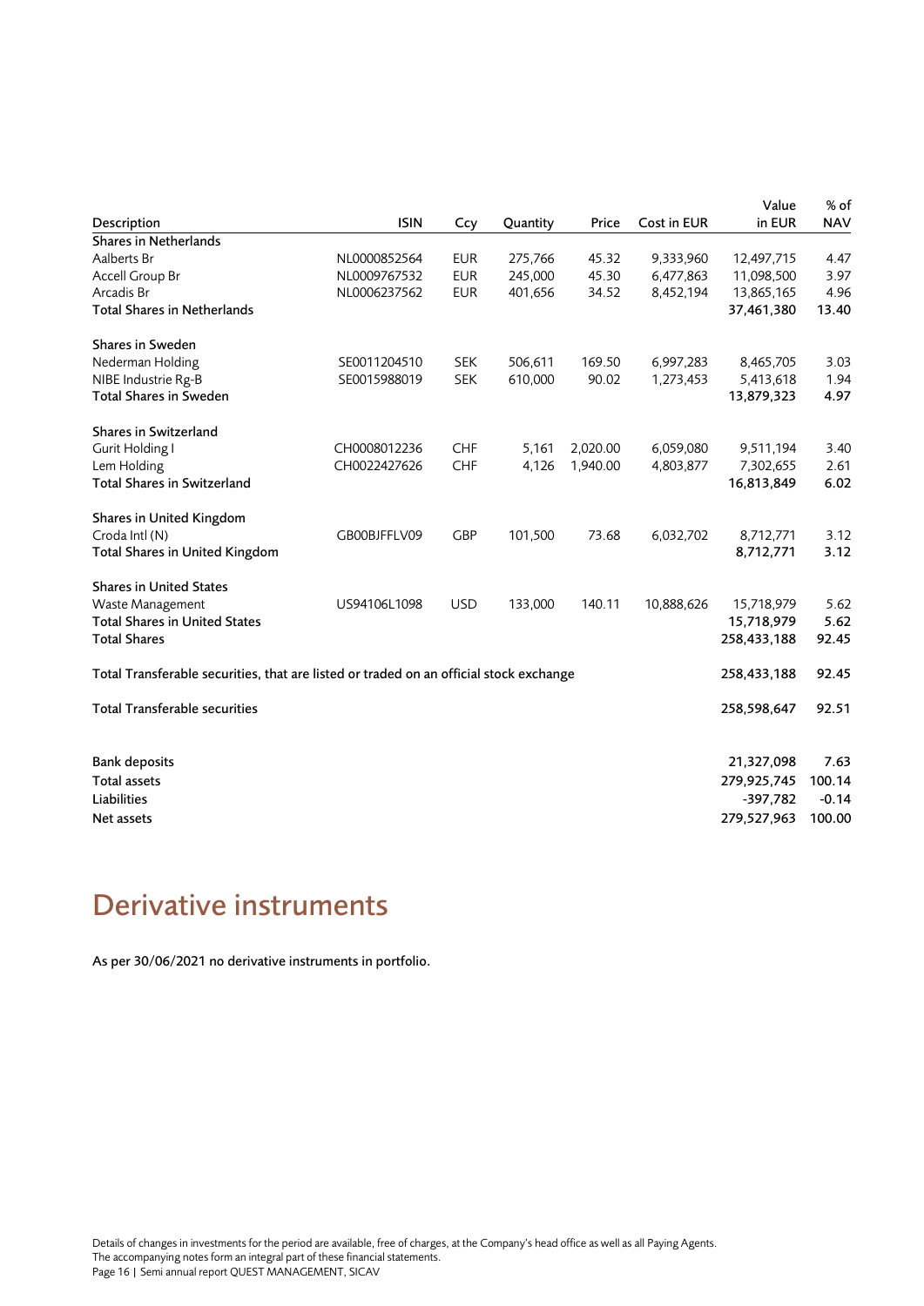| Description | ISIN | Ccy | Quantity | Price | Cost in EUR | Value in EUR | % of NAV |
|---|---|---|---|---|---|---|---|
| **Shares in Netherlands** | | | | | | | |
| Aalberts Br | NL0000852564 | EUR | 275,766 | 45.32 | 9,333,960 | 12,497,715 | 4.47 |
| Accell Group Br | NL0009767532 | EUR | 245,000 | 45.30 | 6,477,863 | 11,098,500 | 3.97 |
| Arcadis Br | NL0006237562 | EUR | 401,656 | 34.52 | 8,452,194 | 13,865,165 | 4.96 |
| **Total Shares in Netherlands** | | | | | | **37,461,380** | **13.40** |
| | | | | | | | |
| **Shares in Sweden** | | | | | | | |
| Nederman Holding | SE0011204510 | SEK | 506,611 | 169.50 | 6,997,283 | 8,465,705 | 3.03 |
| NIBE Industrie Rg-B | SE0015988019 | SEK | 610,000 | 90.02 | 1,273,453 | 5,413,618 | 1.94 |
| **Total Shares in Sweden** | | | | | | **13,879,323** | **4.97** |
| | | | | | | | |
| **Shares in Switzerland** | | | | | | | |
| Gurit Holding I | CH0008012236 | CHF | 5,161 | 2,020.00 | 6,059,080 | 9,511,194 | 3.40 |
| Lem Holding | CH0022427626 | CHF | 4,126 | 1,940.00 | 4,803,877 | 7,302,655 | 2.61 |
| **Total Shares in Switzerland** | | | | | | **16,813,849** | **6.02** |
| | | | | | | | |
| **Shares in United Kingdom** | | | | | | | |
| Croda Intl (N) | GB00BJFFLV09 | GBP | 101,500 | 73.68 | 6,032,702 | 8,712,771 | 3.12 |
| **Total Shares in United Kingdom** | | | | | | **8,712,771** | **3.12** |
| | | | | | | | |
| **Shares in United States** | | | | | | | |
| Waste Management | US94106L1098 | USD | 133,000 | 140.11 | 10,888,626 | 15,718,979 | 5.62 |
| **Total Shares in United States** | | | | | | **15,718,979** | **5.62** |
| **Total Shares** | | | | | | **258,433,188** | **92.45** |
| | | | | | | | |
| **Total Transferable securities, that are listed or traded on an official stock exchange** | | | | | | **258,433,188** | **92.45** |
| | | | | | | | |
| **Total Transferable securities** | | | | | | **258,598,647** | **92.51** |
| | | | | | | | |
| **Bank deposits** | | | | | | **21,327,098** | **7.63** |
| **Total assets** | | | | | | **279,925,745** | **100.14** |
| **Liabilities** | | | | | | **-397,782** | **-0.14** |
| **Net assets** | | | | | | **279,527,963** | **100.00** |

# Derivative instruments

As per 30/06/2021 no derivative instruments in portfolio.

Details of changes in investments for the period are available, free of charges, at the Company's head office as well as all Paying Agents.
The accompanying notes form an integral part of these financial statements.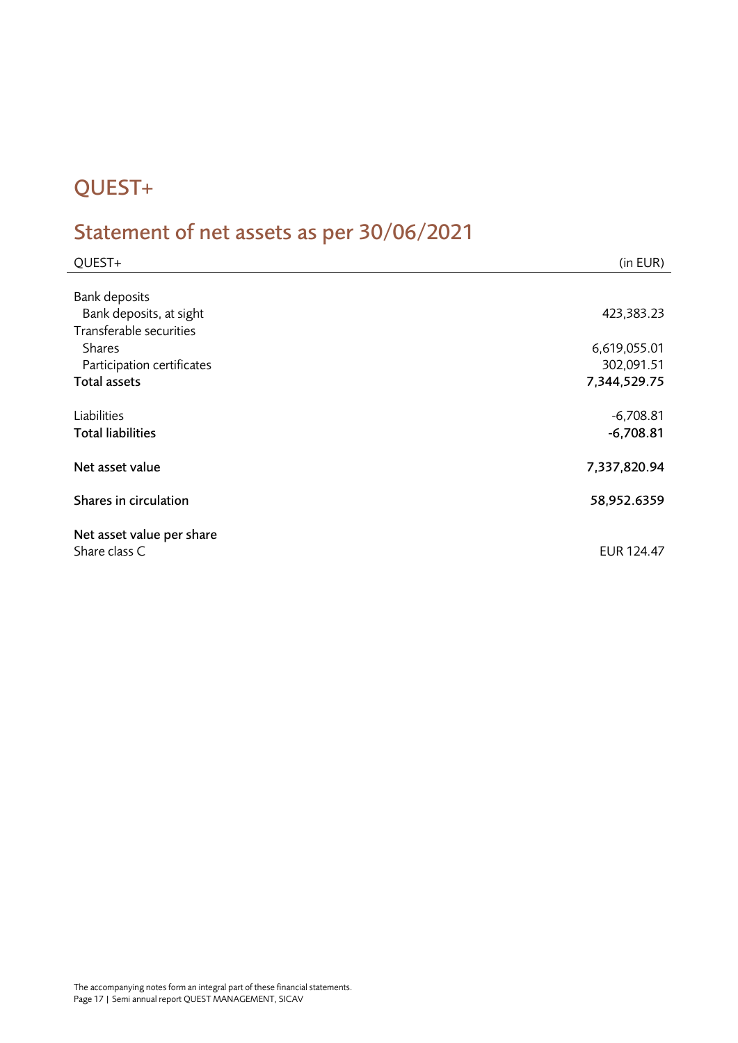# QUEST+

## Statement of net assets as per 30/06/2021

| QUEST+ | (in EUR) |
|---|---|
| Bank deposits | |
| Bank deposits, at sight | 423,383.23 |
| Transferable securities | |
| Shares | 6,619,055.01 |
| Participation certificates | 302,091.51 |
| **Total assets** | **7,344,529.75** |
| | |
| Liabilities | -6,708.81 |
| **Total liabilities** | **-6,708.81** |
| | |
| **Net asset value** | **7,337,820.94** |
| | |
| **Shares in circulation** | **58,952.6359** |
| | |
| **Net asset value per share** | |
| Share class C | EUR 124.47 |

The accompanying notes form an integral part of these financial statements.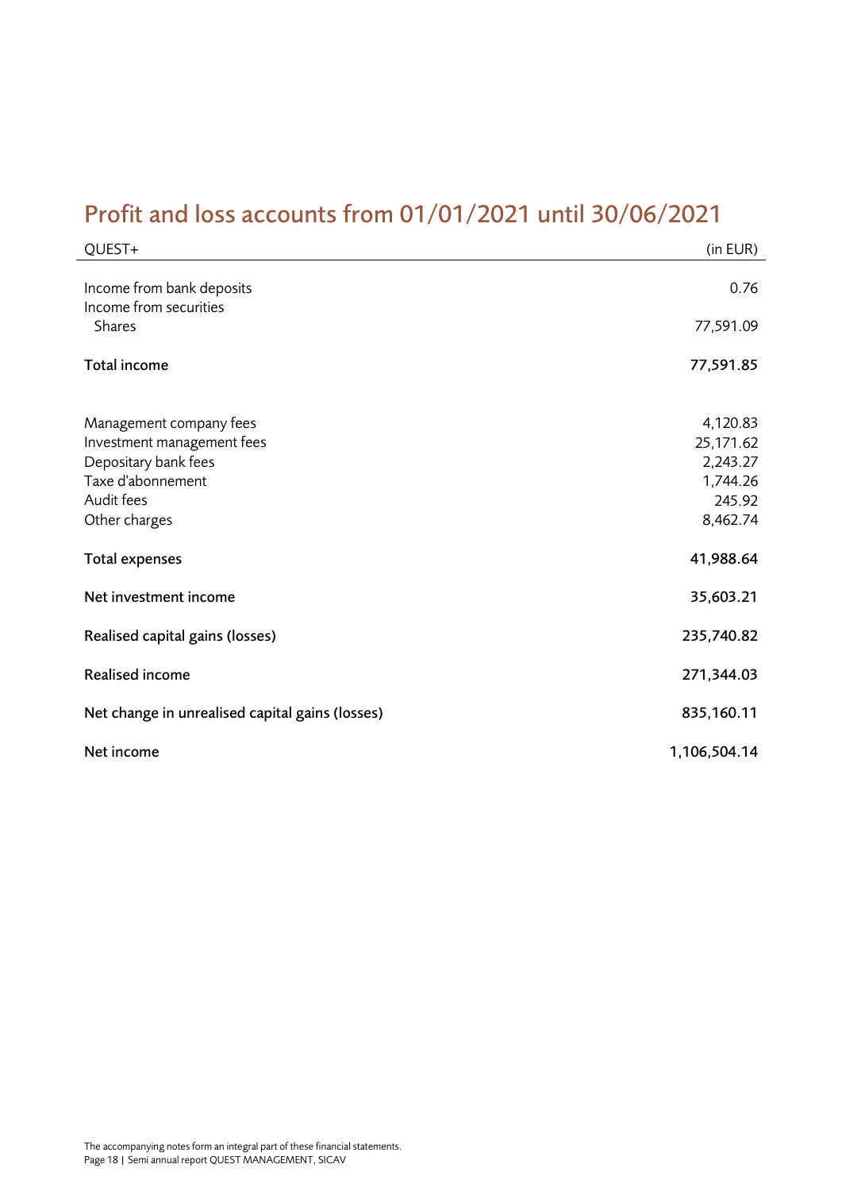# Profit and loss accounts from 01/01/2021 until 30/06/2021

| QUEST+ | (in EUR) |
|---|---|
| Income from bank deposits | 0.76 |
| Income from securities | |
| Shares | 77,591.09 |
| **Total income** | **77,591.85** |
| Management company fees | 4,120.83 |
| Investment management fees | 25,171.62 |
| Depositary bank fees | 2,243.27 |
| Taxe d'abonnement | 1,744.26 |
| Audit fees | 245.92 |
| Other charges | 8,462.74 |
| **Total expenses** | **41,988.64** |
| **Net investment income** | **35,603.21** |
| **Realised capital gains (losses)** | **235,740.82** |
| **Realised income** | **271,344.03** |
| **Net change in unrealised capital gains (losses)** | **835,160.11** |
| **Net income** | **1,106,504.14** |

The accompanying notes form an integral part of these financial statements.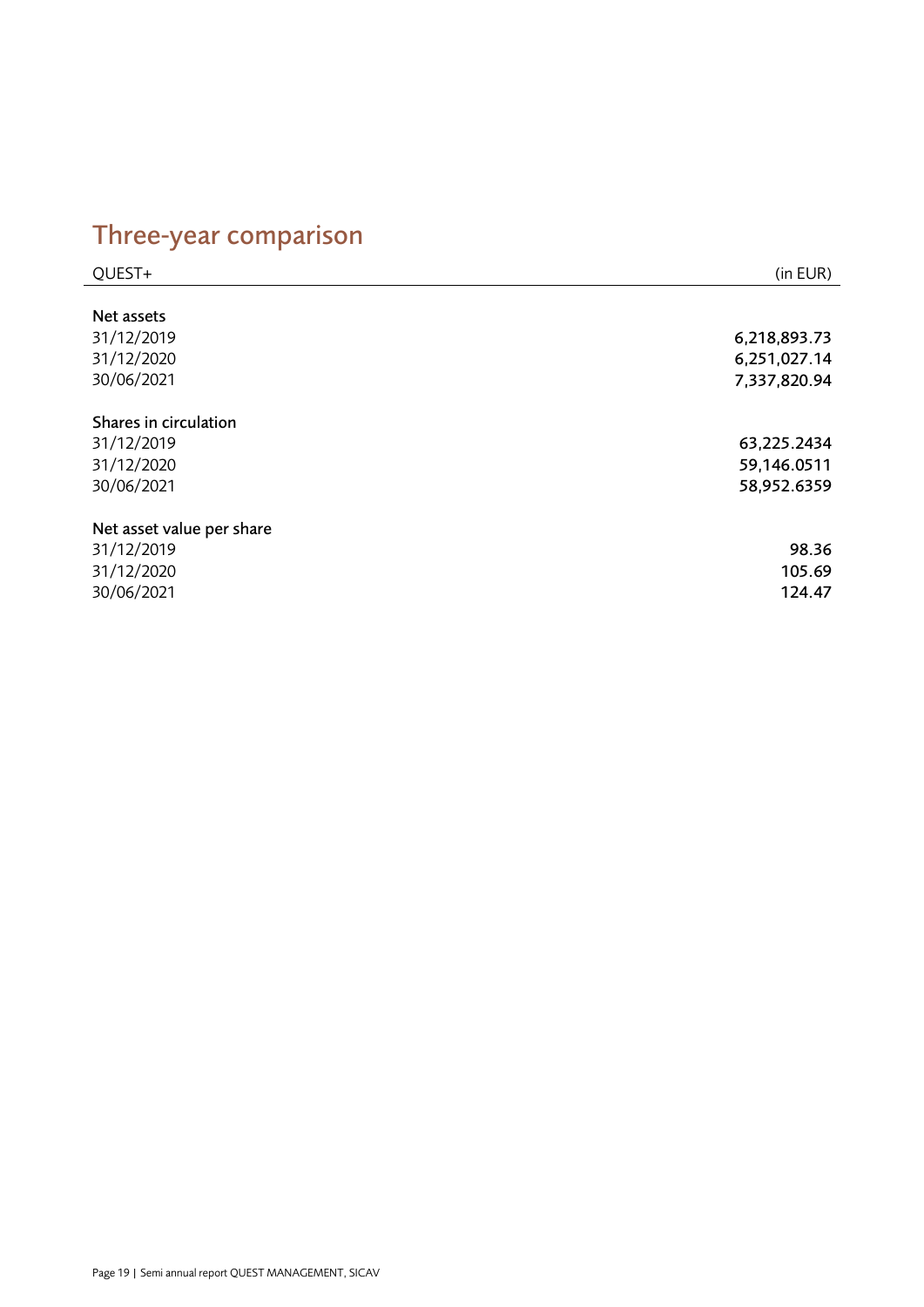# Three-year comparison

| QUEST+ | (in EUR) |
| --- | --- |
| **Net assets** | |
| 31/12/2019 | 6,218,893.73 |
| 31/12/2020 | 6,251,027.14 |
| 30/06/2021 | 7,337,820.94 |
| **Shares in circulation** | |
| 31/12/2019 | 63,225.2434 |
| 31/12/2020 | 59,146.0511 |
| 30/06/2021 | 58,952.6359 |
| **Net asset value per share** | |
| 31/12/2019 | 98.36 |
| 31/12/2020 | 105.69 |
| 30/06/2021 | 124.47 |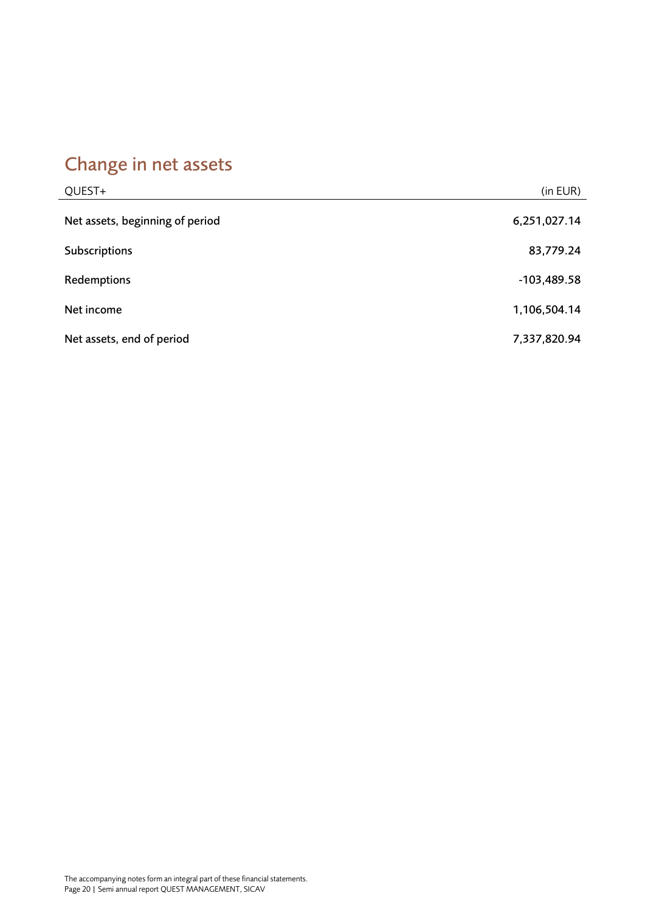# Change in net assets

| QUEST+ | (in EUR) |
| --- | --- |
| Net assets, beginning of period | 6,251,027.14 |
| Subscriptions | 83,779.24 |
| Redemptions | -103,489.58 |
| Net income | 1,106,504.14 |
| Net assets, end of period | 7,337,820.94 |

The accompanying notes form an integral part of these financial statements.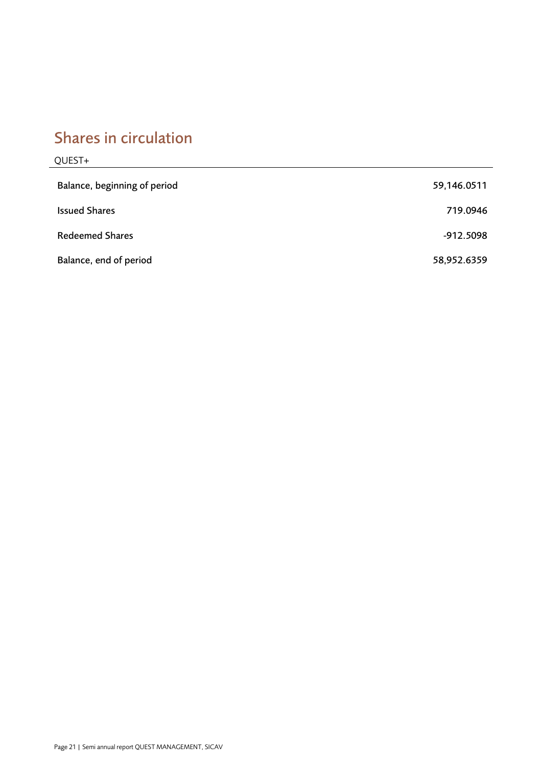# Shares in circulation

| QUEST+ | |
| --- | --- |
| Balance, beginning of period | 59,146.0511 |
| Issued Shares | 719.0946 |
| Redeemed Shares | -912.5098 |
| Balance, end of period | 58,952.6359 |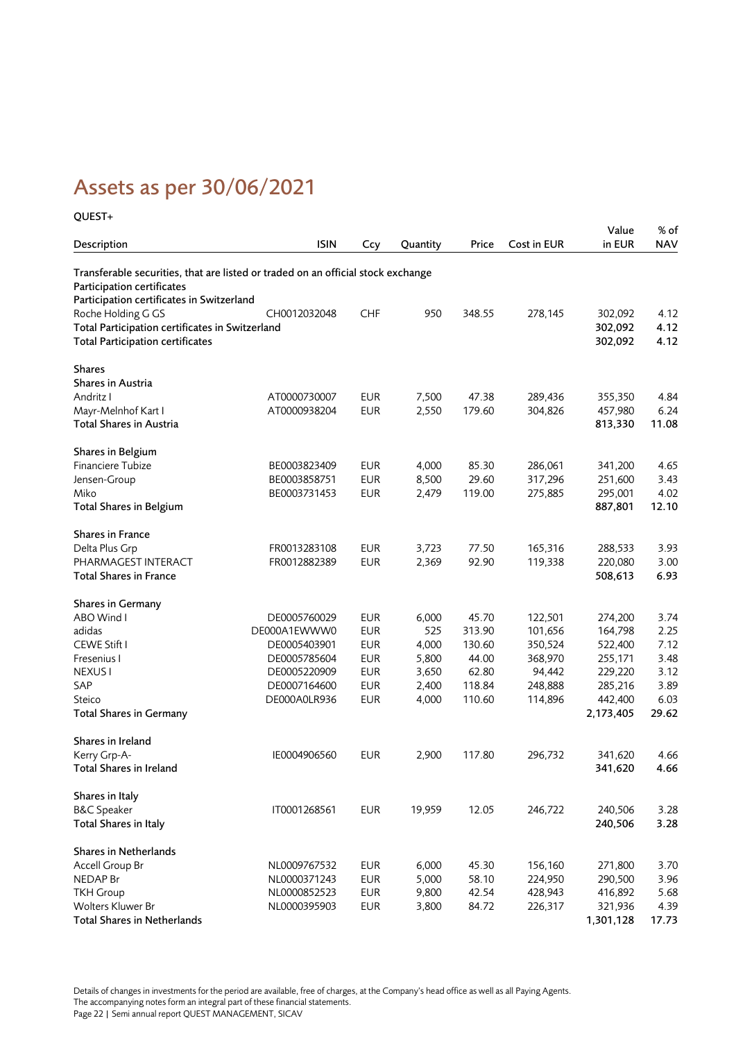# Assets as per 30/06/2021

**QUEST+**

| Description | ISIN | Ccy | Quantity | Price | Cost in EUR | Value in EUR | % of NAV |
|---|---|---|---|---|---|---|---|
| Transferable securities, that are listed or traded on an official stock exchange | | | | | | | |
| Participation certificates | | | | | | | |
| Participation certificates in Switzerland | | | | | | | |
| Roche Holding G GS | CH0012032048 | CHF | 950 | 348.55 | 278,145 | 302,092 | 4.12 |
| **Total Participation certificates in Switzerland** | | | | | | **302,092** | **4.12** |
| **Total Participation certificates** | | | | | | **302,092** | **4.12** |
| | | | | | | | |
| **Shares** | | | | | | | |
| **Shares in Austria** | | | | | | | |
| Andritz I | AT0000730007 | EUR | 7,500 | 47.38 | 289,436 | 355,350 | 4.84 |
| Mayr-Melnhof Kart I | AT0000938204 | EUR | 2,550 | 179.60 | 304,826 | 457,980 | 6.24 |
| **Total Shares in Austria** | | | | | | **813,330** | **11.08** |
| | | | | | | | |
| **Shares in Belgium** | | | | | | | |
| Financiere Tubize | BE0003823409 | EUR | 4,000 | 85.30 | 286,061 | 341,200 | 4.65 |
| Jensen-Group | BE0003858751 | EUR | 8,500 | 29.60 | 317,296 | 251,600 | 3.43 |
| Miko | BE0003731453 | EUR | 2,479 | 119.00 | 275,885 | 295,001 | 4.02 |
| **Total Shares in Belgium** | | | | | | **887,801** | **12.10** |
| | | | | | | | |
| **Shares in France** | | | | | | | |
| Delta Plus Grp | FR0013283108 | EUR | 3,723 | 77.50 | 165,316 | 288,533 | 3.93 |
| PHARMAGEST INTERACT | FR0012882389 | EUR | 2,369 | 92.90 | 119,338 | 220,080 | 3.00 |
| **Total Shares in France** | | | | | | **508,613** | **6.93** |
| | | | | | | | |
| **Shares in Germany** | | | | | | | |
| ABO Wind I | DE0005760029 | EUR | 6,000 | 45.70 | 122,501 | 274,200 | 3.74 |
| adidas | DE000A1EWWW0 | EUR | 525 | 313.90 | 101,656 | 164,798 | 2.25 |
| CEWE Stift I | DE0005403901 | EUR | 4,000 | 130.60 | 350,524 | 522,400 | 7.12 |
| Fresenius I | DE0005785604 | EUR | 5,800 | 44.00 | 368,970 | 255,171 | 3.48 |
| NEXUS I | DE0005220909 | EUR | 3,650 | 62.80 | 94,442 | 229,220 | 3.12 |
| SAP | DE0007164600 | EUR | 2,400 | 118.84 | 248,888 | 285,216 | 3.89 |
| Steico | DE000A0LR936 | EUR | 4,000 | 110.60 | 114,896 | 442,400 | 6.03 |
| **Total Shares in Germany** | | | | | | **2,173,405** | **29.62** |
| | | | | | | | |
| **Shares in Ireland** | | | | | | | |
| Kerry Grp-A- | IE0004906560 | EUR | 2,900 | 117.80 | 296,732 | 341,620 | 4.66 |
| **Total Shares in Ireland** | | | | | | **341,620** | **4.66** |
| | | | | | | | |
| **Shares in Italy** | | | | | | | |
| B&C Speaker | IT0001268561 | EUR | 19,959 | 12.05 | 246,722 | 240,506 | 3.28 |
| **Total Shares in Italy** | | | | | | **240,506** | **3.28** |
| | | | | | | | |
| **Shares in Netherlands** | | | | | | | |
| Accell Group Br | NL0009767532 | EUR | 6,000 | 45.30 | 156,160 | 271,800 | 3.70 |
| NEDAP Br | NL0000371243 | EUR | 5,000 | 58.10 | 224,950 | 290,500 | 3.96 |
| TKH Group | NL0000852523 | EUR | 9,800 | 42.54 | 428,943 | 416,892 | 5.68 |
| Wolters Kluwer Br | NL0000395903 | EUR | 3,800 | 84.72 | 226,317 | 321,936 | 4.39 |
| **Total Shares in Netherlands** | | | | | | **1,301,128** | **17.73** |

Details of changes in investments for the period are available, free of charges, at the Company's head office as well as all Paying Agents.
The accompanying notes form an integral part of these financial statements.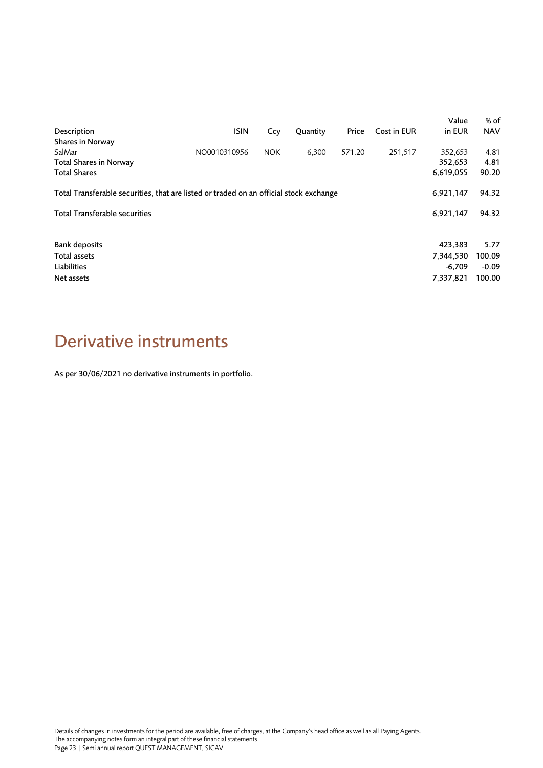| Description | ISIN | Ccy | Quantity | Price | Cost in EUR | Value in EUR | % of NAV |
|---|---|---|---|---|---|---|---|
| Shares in Norway | | | | | | | |
| SalMar | NO0010310956 | NOK | 6,300 | 571.20 | 251,517 | 352,653 | 4.81 |
| Total Shares in Norway | | | | | | 352,653 | 4.81 |
| Total Shares | | | | | | 6,619,055 | 90.20 |
| Total Transferable securities, that are listed or traded on an official stock exchange | | | | | | 6,921,147 | 94.32 |
| Total Transferable securities | | | | | | 6,921,147 | 94.32 |
| Bank deposits | | | | | | 423,383 | 5.77 |
| Total assets | | | | | | 7,344,530 | 100.09 |
| Liabilities | | | | | | -6,709 | -0.09 |
| Net assets | | | | | | 7,337,821 | 100.00 |

# Derivative instruments

As per 30/06/2021 no derivative instruments in portfolio.

Details of changes in investments for the period are available, free of charges, at the Company's head office as well as all Paying Agents.
The accompanying notes form an integral part of these financial statements.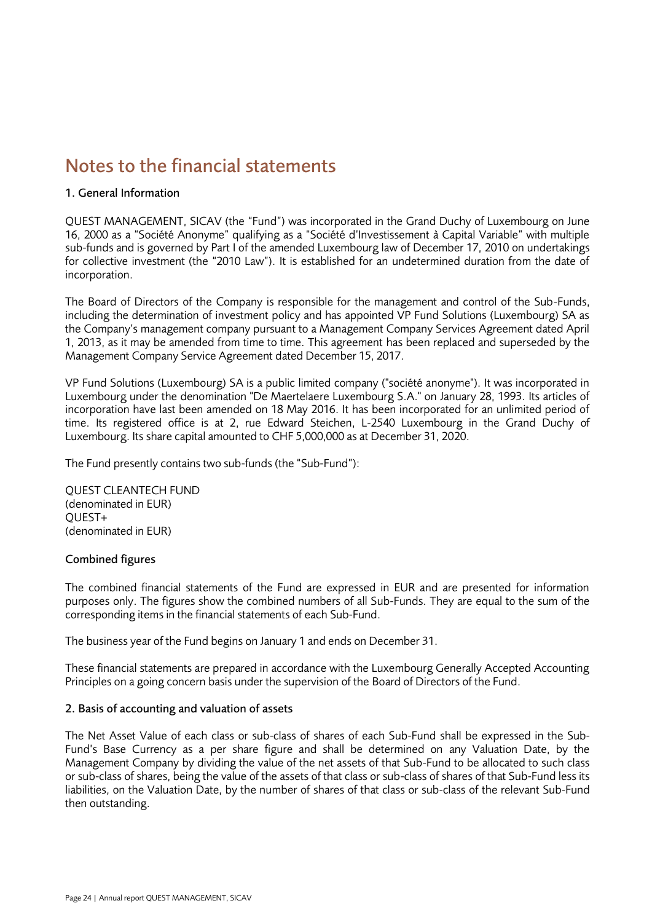# Notes to the financial statements

## 1. General Information

QUEST MANAGEMENT, SICAV (the "Fund") was incorporated in the Grand Duchy of Luxembourg on June 16, 2000 as a "Société Anonyme" qualifying as a "Société d'Investissement à Capital Variable" with multiple sub-funds and is governed by Part I of the amended Luxembourg law of December 17, 2010 on undertakings for collective investment (the "2010 Law"). It is established for an undetermined duration from the date of incorporation.

The Board of Directors of the Company is responsible for the management and control of the Sub-Funds, including the determination of investment policy and has appointed VP Fund Solutions (Luxembourg) SA as the Company's management company pursuant to a Management Company Services Agreement dated April 1, 2013, as it may be amended from time to time. This agreement has been replaced and superseded by the Management Company Service Agreement dated December 15, 2017.

VP Fund Solutions (Luxembourg) SA is a public limited company ("société anonyme"). It was incorporated in Luxembourg under the denomination "De Maertelaere Luxembourg S.A." on January 28, 1993. Its articles of incorporation have last been amended on 18 May 2016. It has been incorporated for an unlimited period of time. Its registered office is at 2, rue Edward Steichen, L-2540 Luxembourg in the Grand Duchy of Luxembourg. Its share capital amounted to CHF 5,000,000 as at December 31, 2020.

The Fund presently contains two sub-funds (the "Sub-Fund"):

QUEST CLEANTECH FUND
(denominated in EUR)
QUEST+
(denominated in EUR)

### Combined figures

The combined financial statements of the Fund are expressed in EUR and are presented for information purposes only. The figures show the combined numbers of all Sub-Funds. They are equal to the sum of the corresponding items in the financial statements of each Sub-Fund.

The business year of the Fund begins on January 1 and ends on December 31.

These financial statements are prepared in accordance with the Luxembourg Generally Accepted Accounting Principles on a going concern basis under the supervision of the Board of Directors of the Fund.

## 2. Basis of accounting and valuation of assets

The Net Asset Value of each class or sub-class of shares of each Sub-Fund shall be expressed in the Sub-Fund's Base Currency as a per share figure and shall be determined on any Valuation Date, by the Management Company by dividing the value of the net assets of that Sub-Fund to be allocated to such class or sub-class of shares, being the value of the assets of that class or sub-class of shares of that Sub-Fund less its liabilities, on the Valuation Date, by the number of shares of that class or sub-class of the relevant Sub-Fund then outstanding.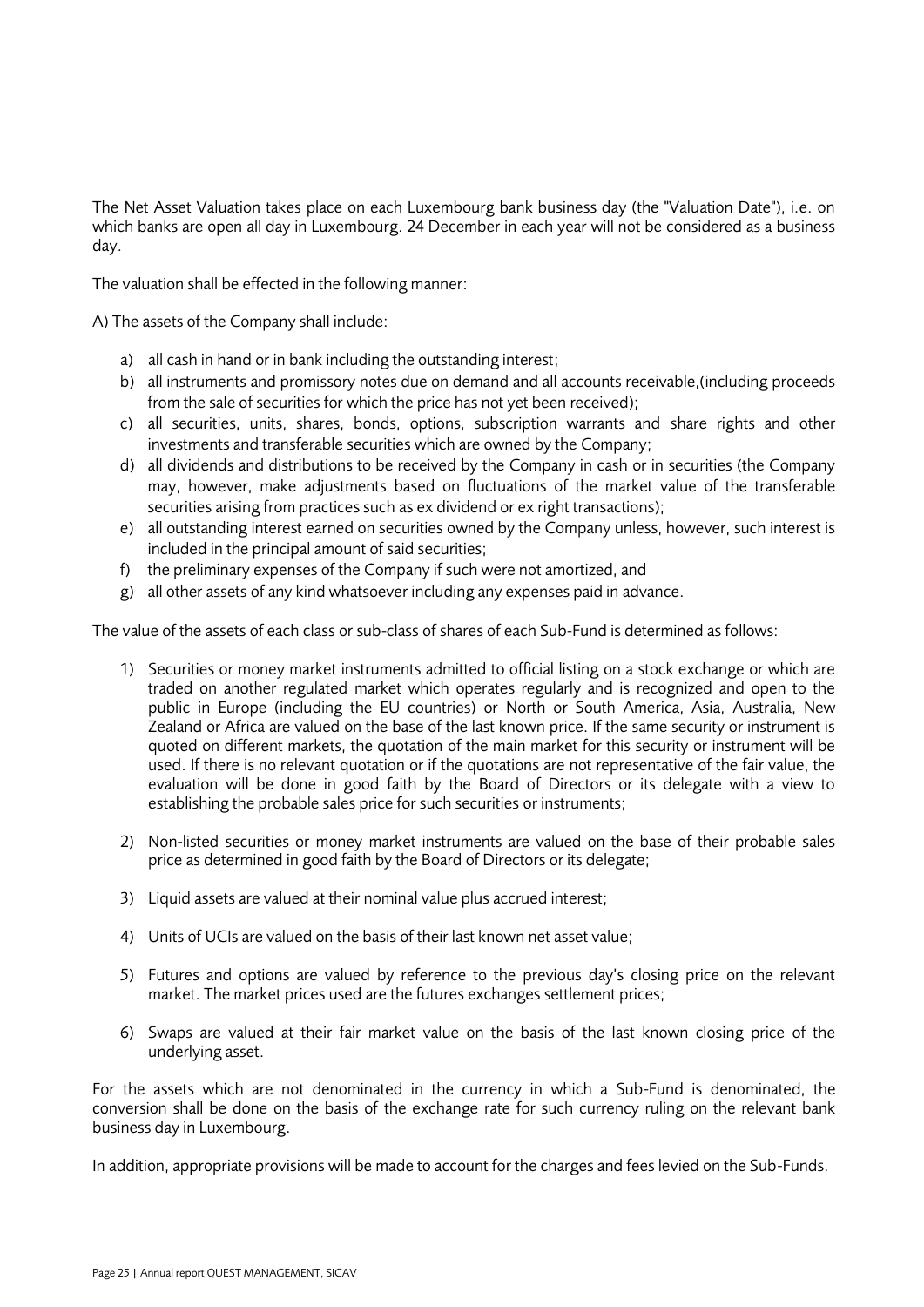The Net Asset Valuation takes place on each Luxembourg bank business day (the "Valuation Date"), i.e. on which banks are open all day in Luxembourg. 24 December in each year will not be considered as a business day.

The valuation shall be effected in the following manner:

A) The assets of the Company shall include:

a) all cash in hand or in bank including the outstanding interest;
b) all instruments and promissory notes due on demand and all accounts receivable,(including proceeds from the sale of securities for which the price has not yet been received);
c) all securities, units, shares, bonds, options, subscription warrants and share rights and other investments and transferable securities which are owned by the Company;
d) all dividends and distributions to be received by the Company in cash or in securities (the Company may, however, make adjustments based on fluctuations of the market value of the transferable securities arising from practices such as ex dividend or ex right transactions);
e) all outstanding interest earned on securities owned by the Company unless, however, such interest is included in the principal amount of said securities;
f) the preliminary expenses of the Company if such were not amortized, and
g) all other assets of any kind whatsoever including any expenses paid in advance.

The value of the assets of each class or sub-class of shares of each Sub-Fund is determined as follows:

1) Securities or money market instruments admitted to official listing on a stock exchange or which are traded on another regulated market which operates regularly and is recognized and open to the public in Europe (including the EU countries) or North or South America, Asia, Australia, New Zealand or Africa are valued on the base of the last known price. If the same security or instrument is quoted on different markets, the quotation of the main market for this security or instrument will be used. If there is no relevant quotation or if the quotations are not representative of the fair value, the evaluation will be done in good faith by the Board of Directors or its delegate with a view to establishing the probable sales price for such securities or instruments;

2) Non-listed securities or money market instruments are valued on the base of their probable sales price as determined in good faith by the Board of Directors or its delegate;

3) Liquid assets are valued at their nominal value plus accrued interest;

4) Units of UCIs are valued on the basis of their last known net asset value;

5) Futures and options are valued by reference to the previous day's closing price on the relevant market. The market prices used are the futures exchanges settlement prices;

6) Swaps are valued at their fair market value on the basis of the last known closing price of the underlying asset.

For the assets which are not denominated in the currency in which a Sub-Fund is denominated, the conversion shall be done on the basis of the exchange rate for such currency ruling on the relevant bank business day in Luxembourg.

In addition, appropriate provisions will be made to account for the charges and fees levied on the Sub-Funds.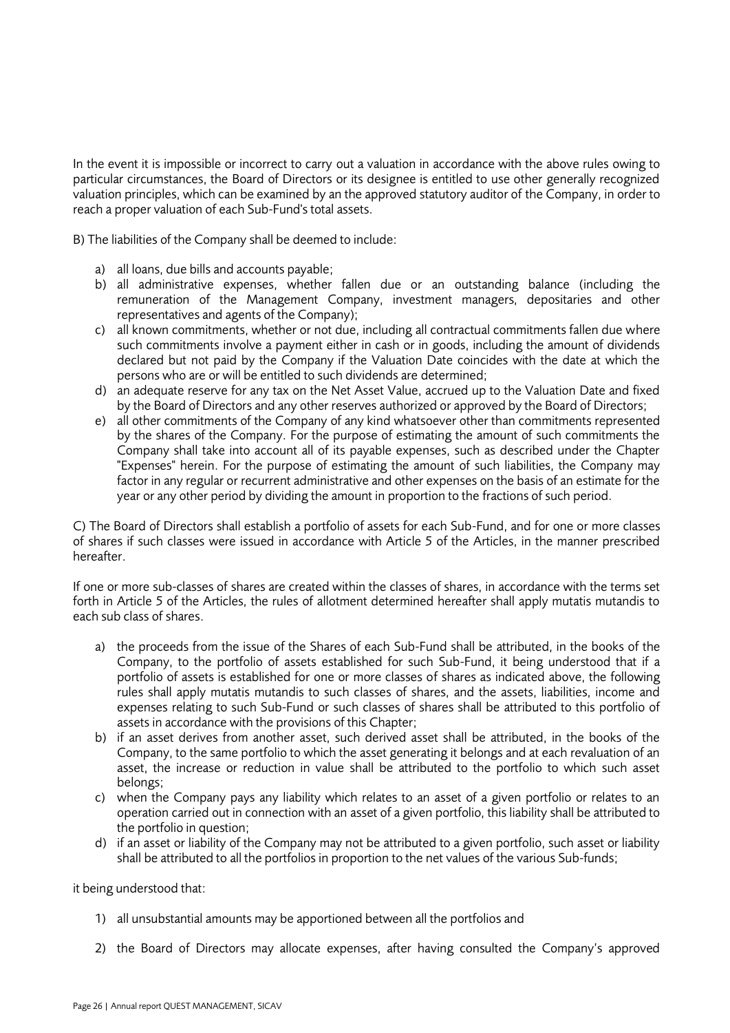In the event it is impossible or incorrect to carry out a valuation in accordance with the above rules owing to particular circumstances, the Board of Directors or its designee is entitled to use other generally recognized valuation principles, which can be examined by an the approved statutory auditor of the Company, in order to reach a proper valuation of each Sub-Fund's total assets.

B) The liabilities of the Company shall be deemed to include:

a) all loans, due bills and accounts payable;
b) all administrative expenses, whether fallen due or an outstanding balance (including the remuneration of the Management Company, investment managers, depositaries and other representatives and agents of the Company);
c) all known commitments, whether or not due, including all contractual commitments fallen due where such commitments involve a payment either in cash or in goods, including the amount of dividends declared but not paid by the Company if the Valuation Date coincides with the date at which the persons who are or will be entitled to such dividends are determined;
d) an adequate reserve for any tax on the Net Asset Value, accrued up to the Valuation Date and fixed by the Board of Directors and any other reserves authorized or approved by the Board of Directors;
e) all other commitments of the Company of any kind whatsoever other than commitments represented by the shares of the Company. For the purpose of estimating the amount of such commitments the Company shall take into account all of its payable expenses, such as described under the Chapter "Expenses" herein. For the purpose of estimating the amount of such liabilities, the Company may factor in any regular or recurrent administrative and other expenses on the basis of an estimate for the year or any other period by dividing the amount in proportion to the fractions of such period.

C) The Board of Directors shall establish a portfolio of assets for each Sub-Fund, and for one or more classes of shares if such classes were issued in accordance with Article 5 of the Articles, in the manner prescribed hereafter.

If one or more sub-classes of shares are created within the classes of shares, in accordance with the terms set forth in Article 5 of the Articles, the rules of allotment determined hereafter shall apply mutatis mutandis to each sub class of shares.

a) the proceeds from the issue of the Shares of each Sub-Fund shall be attributed, in the books of the Company, to the portfolio of assets established for such Sub-Fund, it being understood that if a portfolio of assets is established for one or more classes of shares as indicated above, the following rules shall apply mutatis mutandis to such classes of shares, and the assets, liabilities, income and expenses relating to such Sub-Fund or such classes of shares shall be attributed to this portfolio of assets in accordance with the provisions of this Chapter;
b) if an asset derives from another asset, such derived asset shall be attributed, in the books of the Company, to the same portfolio to which the asset generating it belongs and at each revaluation of an asset, the increase or reduction in value shall be attributed to the portfolio to which such asset belongs;
c) when the Company pays any liability which relates to an asset of a given portfolio or relates to an operation carried out in connection with an asset of a given portfolio, this liability shall be attributed to the portfolio in question;
d) if an asset or liability of the Company may not be attributed to a given portfolio, such asset or liability shall be attributed to all the portfolios in proportion to the net values of the various Sub-funds;

it being understood that:

1) all unsubstantial amounts may be apportioned between all the portfolios and

2) the Board of Directors may allocate expenses, after having consulted the Company's approved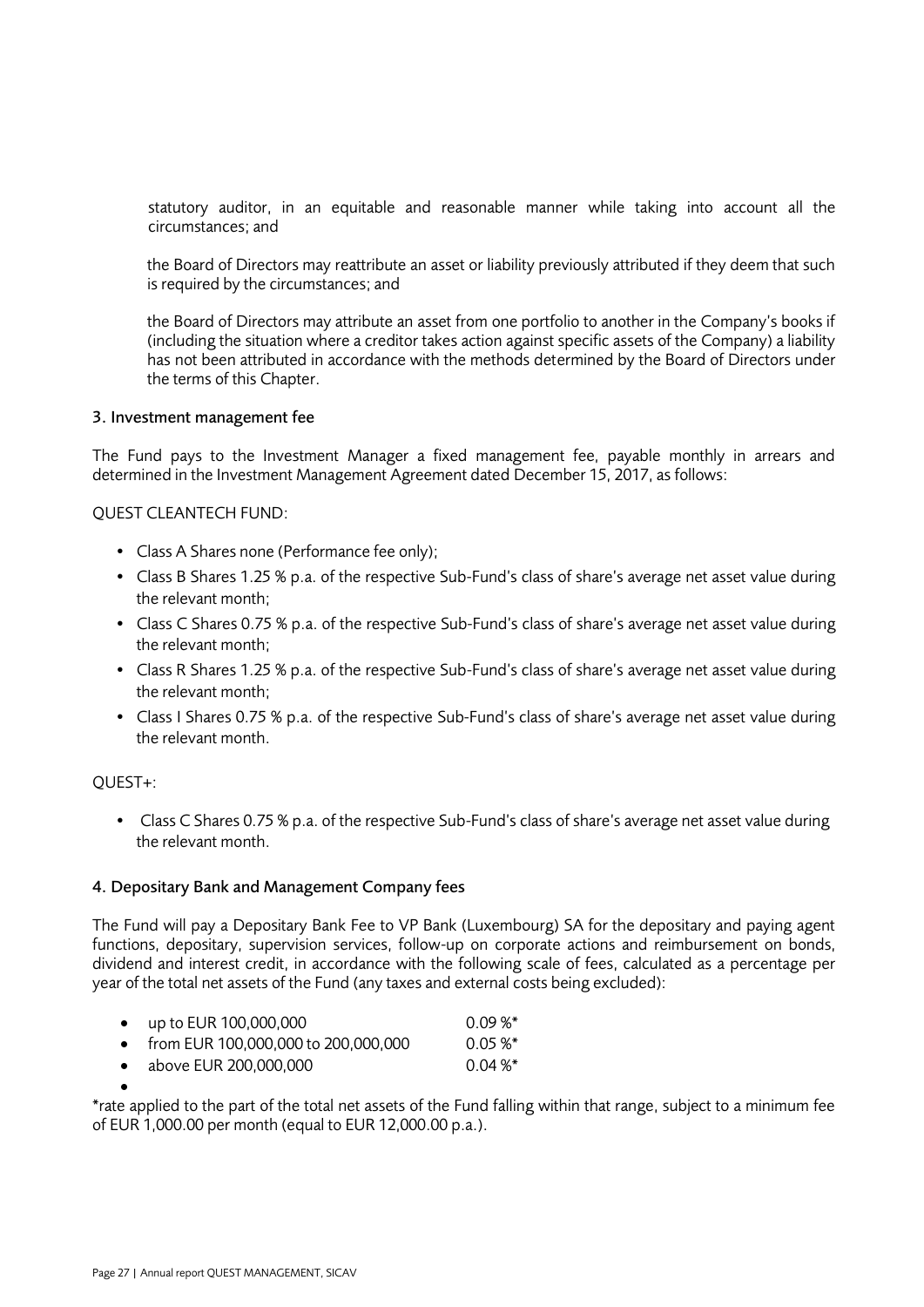statutory auditor, in an equitable and reasonable manner while taking into account all the circumstances; and

the Board of Directors may reattribute an asset or liability previously attributed if they deem that such is required by the circumstances; and

the Board of Directors may attribute an asset from one portfolio to another in the Company's books if (including the situation where a creditor takes action against specific assets of the Company) a liability has not been attributed in accordance with the methods determined by the Board of Directors under the terms of this Chapter.

### 3. Investment management fee

The Fund pays to the Investment Manager a fixed management fee, payable monthly in arrears and determined in the Investment Management Agreement dated December 15, 2017, as follows:

QUEST CLEANTECH FUND:

- Class A Shares none (Performance fee only);
- Class B Shares 1.25 % p.a. of the respective Sub-Fund's class of share's average net asset value during the relevant month;
- Class C Shares 0.75 % p.a. of the respective Sub-Fund's class of share's average net asset value during the relevant month;
- Class R Shares 1.25 % p.a. of the respective Sub-Fund's class of share's average net asset value during the relevant month;
- Class I Shares 0.75 % p.a. of the respective Sub-Fund's class of share's average net asset value during the relevant month.

QUEST+:

- Class C Shares 0.75 % p.a. of the respective Sub-Fund's class of share's average net asset value during the relevant month.

### 4. Depositary Bank and Management Company fees

The Fund will pay a Depositary Bank Fee to VP Bank (Luxembourg) SA for the depositary and paying agent functions, depositary, supervision services, follow-up on corporate actions and reimbursement on bonds, dividend and interest credit, in accordance with the following scale of fees, calculated as a percentage per year of the total net assets of the Fund (any taxes and external costs being excluded):

- up to EUR 100,000,000 0.09 %*
- from EUR 100,000,000 to 200,000,000 0.05 %*
- above EUR 200,000,000 0.04 %*

*rate applied to the part of the total net assets of the Fund falling within that range, subject to a minimum fee of EUR 1,000.00 per month (equal to EUR 12,000.00 p.a.).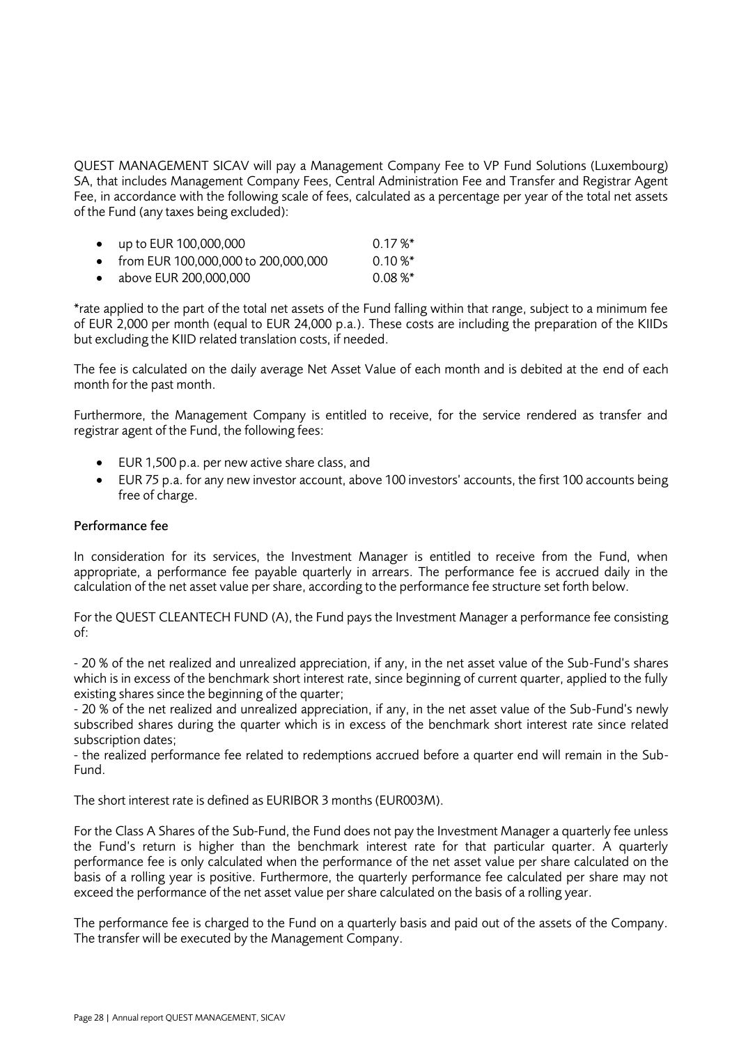QUEST MANAGEMENT SICAV will pay a Management Company Fee to VP Fund Solutions (Luxembourg) SA, that includes Management Company Fees, Central Administration Fee and Transfer and Registrar Agent Fee, in accordance with the following scale of fees, calculated as a percentage per year of the total net assets of the Fund (any taxes being excluded):

- up to EUR 100,000,000 0.17 %*
- from EUR 100,000,000 to 200,000,000 0.10 %*
- above EUR 200,000,000 0.08 %*

*rate applied to the part of the total net assets of the Fund falling within that range, subject to a minimum fee of EUR 2,000 per month (equal to EUR 24,000 p.a.). These costs are including the preparation of the KIIDs but excluding the KIID related translation costs, if needed.

The fee is calculated on the daily average Net Asset Value of each month and is debited at the end of each month for the past month.

Furthermore, the Management Company is entitled to receive, for the service rendered as transfer and registrar agent of the Fund, the following fees:

- EUR 1,500 p.a. per new active share class, and
- EUR 75 p.a. for any new investor account, above 100 investors' accounts, the first 100 accounts being free of charge.

### Performance fee

In consideration for its services, the Investment Manager is entitled to receive from the Fund, when appropriate, a performance fee payable quarterly in arrears. The performance fee is accrued daily in the calculation of the net asset value per share, according to the performance fee structure set forth below.

For the QUEST CLEANTECH FUND (A), the Fund pays the Investment Manager a performance fee consisting of:

- 20 % of the net realized and unrealized appreciation, if any, in the net asset value of the Sub-Fund's shares which is in excess of the benchmark short interest rate, since beginning of current quarter, applied to the fully existing shares since the beginning of the quarter;
- 20 % of the net realized and unrealized appreciation, if any, in the net asset value of the Sub-Fund's newly subscribed shares during the quarter which is in excess of the benchmark short interest rate since related subscription dates;
- the realized performance fee related to redemptions accrued before a quarter end will remain in the Sub-Fund.

The short interest rate is defined as EURIBOR 3 months (EUR003M).

For the Class A Shares of the Sub-Fund, the Fund does not pay the Investment Manager a quarterly fee unless the Fund's return is higher than the benchmark interest rate for that particular quarter. A quarterly performance fee is only calculated when the performance of the net asset value per share calculated on the basis of a rolling year is positive. Furthermore, the quarterly performance fee calculated per share may not exceed the performance of the net asset value per share calculated on the basis of a rolling year.

The performance fee is charged to the Fund on a quarterly basis and paid out of the assets of the Company. The transfer will be executed by the Management Company.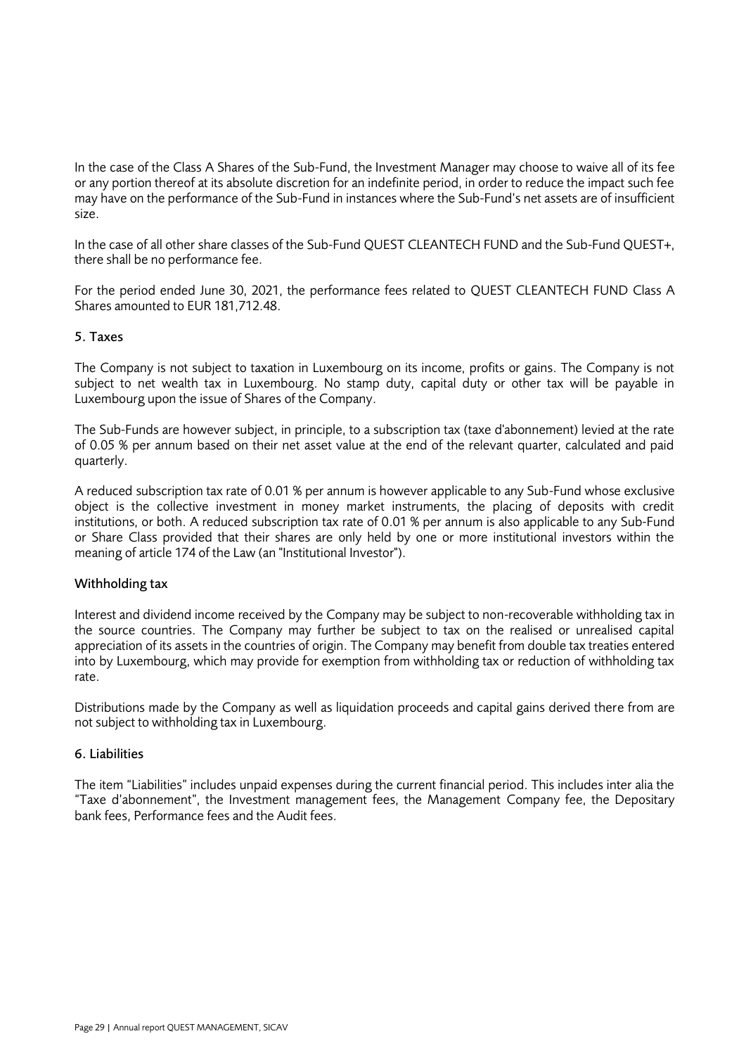In the case of the Class A Shares of the Sub-Fund, the Investment Manager may choose to waive all of its fee or any portion thereof at its absolute discretion for an indefinite period, in order to reduce the impact such fee may have on the performance of the Sub-Fund in instances where the Sub-Fund's net assets are of insufficient size.

In the case of all other share classes of the Sub-Fund QUEST CLEANTECH FUND and the Sub-Fund QUEST+, there shall be no performance fee.

For the period ended June 30, 2021, the performance fees related to QUEST CLEANTECH FUND Class A Shares amounted to EUR 181,712.48.

## 5. Taxes

The Company is not subject to taxation in Luxembourg on its income, profits or gains. The Company is not subject to net wealth tax in Luxembourg. No stamp duty, capital duty or other tax will be payable in Luxembourg upon the issue of Shares of the Company.

The Sub-Funds are however subject, in principle, to a subscription tax (taxe d'abonnement) levied at the rate of 0.05 % per annum based on their net asset value at the end of the relevant quarter, calculated and paid quarterly.

A reduced subscription tax rate of 0.01 % per annum is however applicable to any Sub-Fund whose exclusive object is the collective investment in money market instruments, the placing of deposits with credit institutions, or both. A reduced subscription tax rate of 0.01 % per annum is also applicable to any Sub-Fund or Share Class provided that their shares are only held by one or more institutional investors within the meaning of article 174 of the Law (an "Institutional Investor").

### Withholding tax

Interest and dividend income received by the Company may be subject to non-recoverable withholding tax in the source countries. The Company may further be subject to tax on the realised or unrealised capital appreciation of its assets in the countries of origin. The Company may benefit from double tax treaties entered into by Luxembourg, which may provide for exemption from withholding tax or reduction of withholding tax rate.

Distributions made by the Company as well as liquidation proceeds and capital gains derived there from are not subject to withholding tax in Luxembourg.

## 6. Liabilities

The item "Liabilities" includes unpaid expenses during the current financial period. This includes inter alia the "Taxe d'abonnement", the Investment management fees, the Management Company fee, the Depositary bank fees, Performance fees and the Audit fees.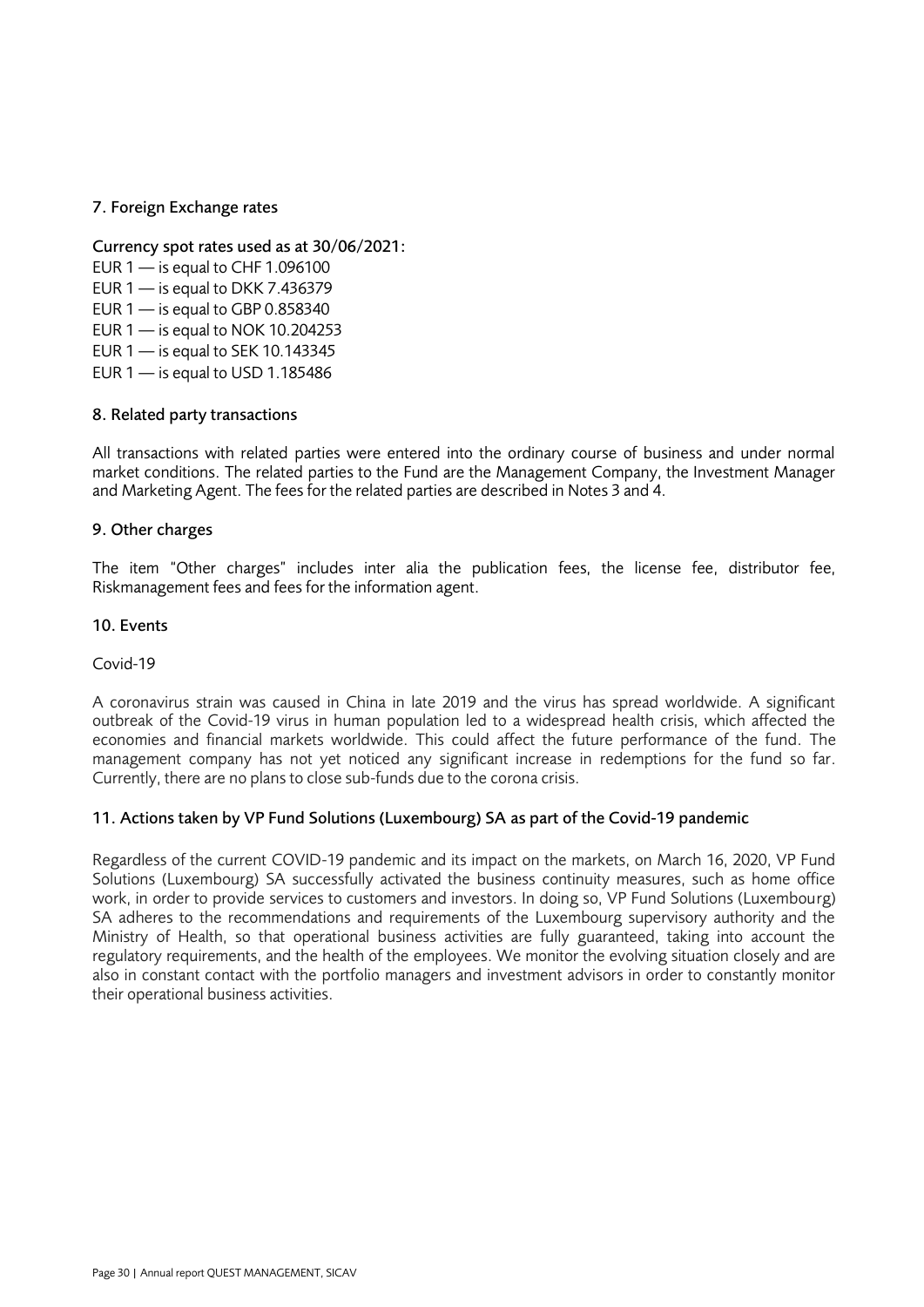## 7. Foreign Exchange rates

**Currency spot rates used as at 30/06/2021:**

EUR 1 — is equal to CHF 1.096100
EUR 1 — is equal to DKK 7.436379
EUR 1 — is equal to GBP 0.858340
EUR 1 — is equal to NOK 10.204253
EUR 1 — is equal to SEK 10.143345
EUR 1 — is equal to USD 1.185486

## 8. Related party transactions

All transactions with related parties were entered into the ordinary course of business and under normal market conditions. The related parties to the Fund are the Management Company, the Investment Manager and Marketing Agent. The fees for the related parties are described in Notes 3 and 4.

## 9. Other charges

The item "Other charges" includes inter alia the publication fees, the license fee, distributor fee, Riskmanagement fees and fees for the information agent.

## 10. Events

Covid-19

A coronavirus strain was caused in China in late 2019 and the virus has spread worldwide. A significant outbreak of the Covid-19 virus in human population led to a widespread health crisis, which affected the economies and financial markets worldwide. This could affect the future performance of the fund. The management company has not yet noticed any significant increase in redemptions for the fund so far. Currently, there are no plans to close sub-funds due to the corona crisis.

## 11. Actions taken by VP Fund Solutions (Luxembourg) SA as part of the Covid-19 pandemic

Regardless of the current COVID-19 pandemic and its impact on the markets, on March 16, 2020, VP Fund Solutions (Luxembourg) SA successfully activated the business continuity measures, such as home office work, in order to provide services to customers and investors. In doing so, VP Fund Solutions (Luxembourg) SA adheres to the recommendations and requirements of the Luxembourg supervisory authority and the Ministry of Health, so that operational business activities are fully guaranteed, taking into account the regulatory requirements, and the health of the employees. We monitor the evolving situation closely and are also in constant contact with the portfolio managers and investment advisors in order to constantly monitor their operational business activities.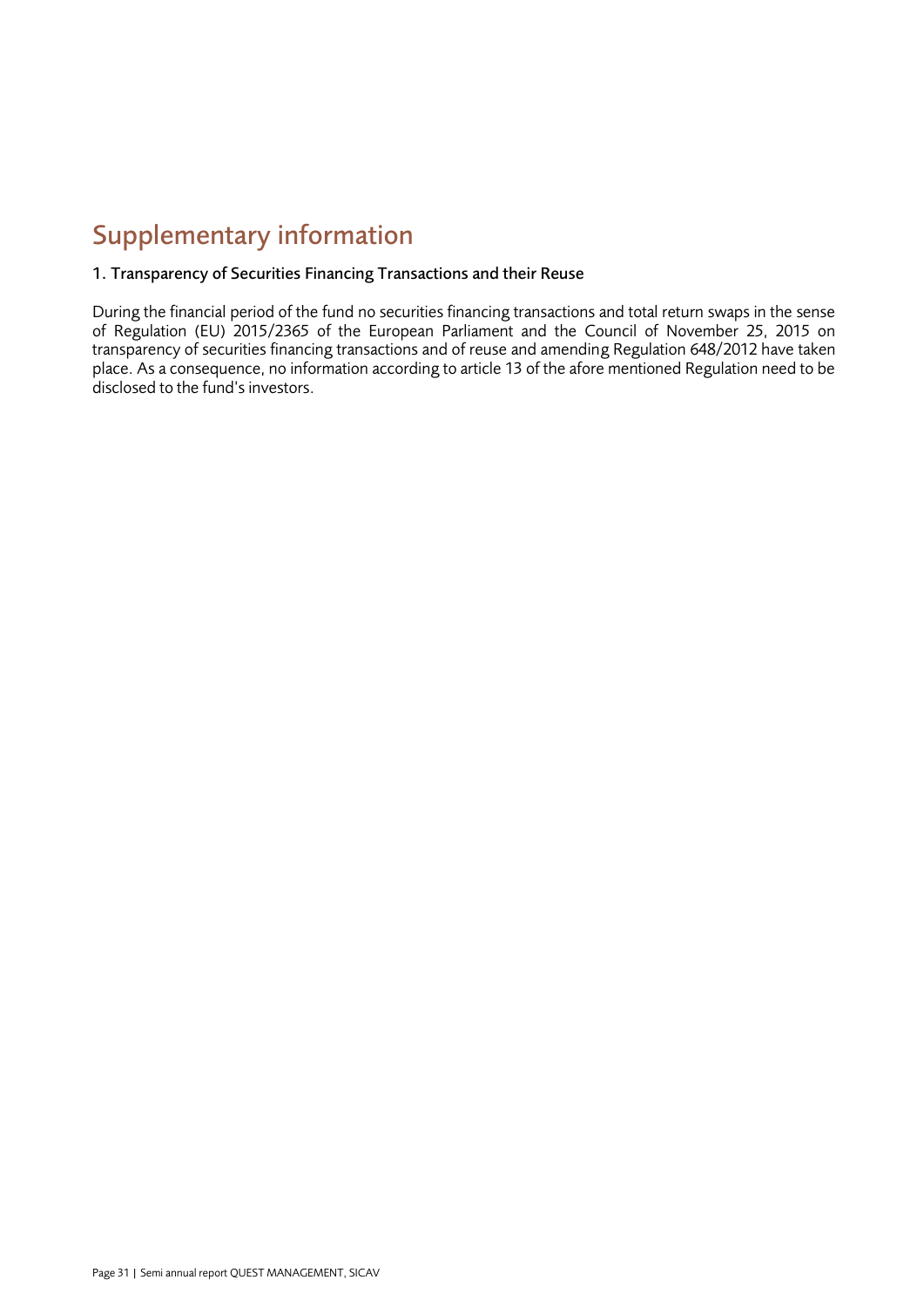# Supplementary information

## 1. Transparency of Securities Financing Transactions and their Reuse

During the financial period of the fund no securities financing transactions and total return swaps in the sense of Regulation (EU) 2015/2365 of the European Parliament and the Council of November 25, 2015 on transparency of securities financing transactions and of reuse and amending Regulation 648/2012 have taken place. As a consequence, no information according to article 13 of the afore mentioned Regulation need to be disclosed to the fund's investors.